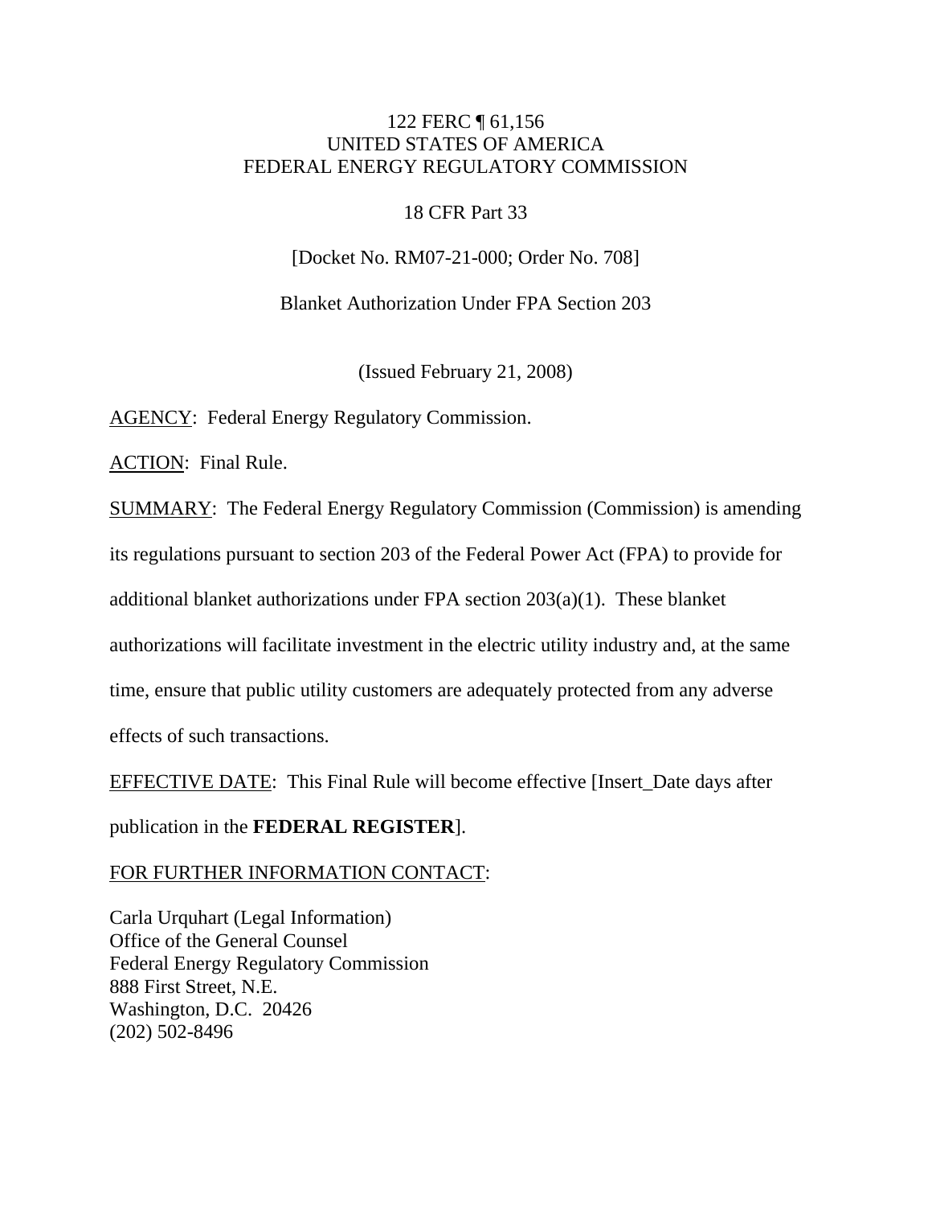122 FERC ¶ 61,156
UNITED STATES OF AMERICA
FEDERAL ENERGY REGULATORY COMMISSION

18 CFR Part 33

[Docket No. RM07-21-000; Order No. 708]

Blanket Authorization Under FPA Section 203

(Issued February 21, 2008)

AGENCY: Federal Energy Regulatory Commission.

ACTION: Final Rule.

SUMMARY: The Federal Energy Regulatory Commission (Commission) is amending its regulations pursuant to section 203 of the Federal Power Act (FPA) to provide for additional blanket authorizations under FPA section 203(a)(1). These blanket authorizations will facilitate investment in the electric utility industry and, at the same time, ensure that public utility customers are adequately protected from any adverse effects of such transactions.

EFFECTIVE DATE: This Final Rule will become effective [Insert_Date days after publication in the **FEDERAL REGISTER**].

FOR FURTHER INFORMATION CONTACT:

Carla Urquhart (Legal Information)
Office of the General Counsel
Federal Energy Regulatory Commission
888 First Street, N.E.
Washington, D.C. 20426
(202) 502-8496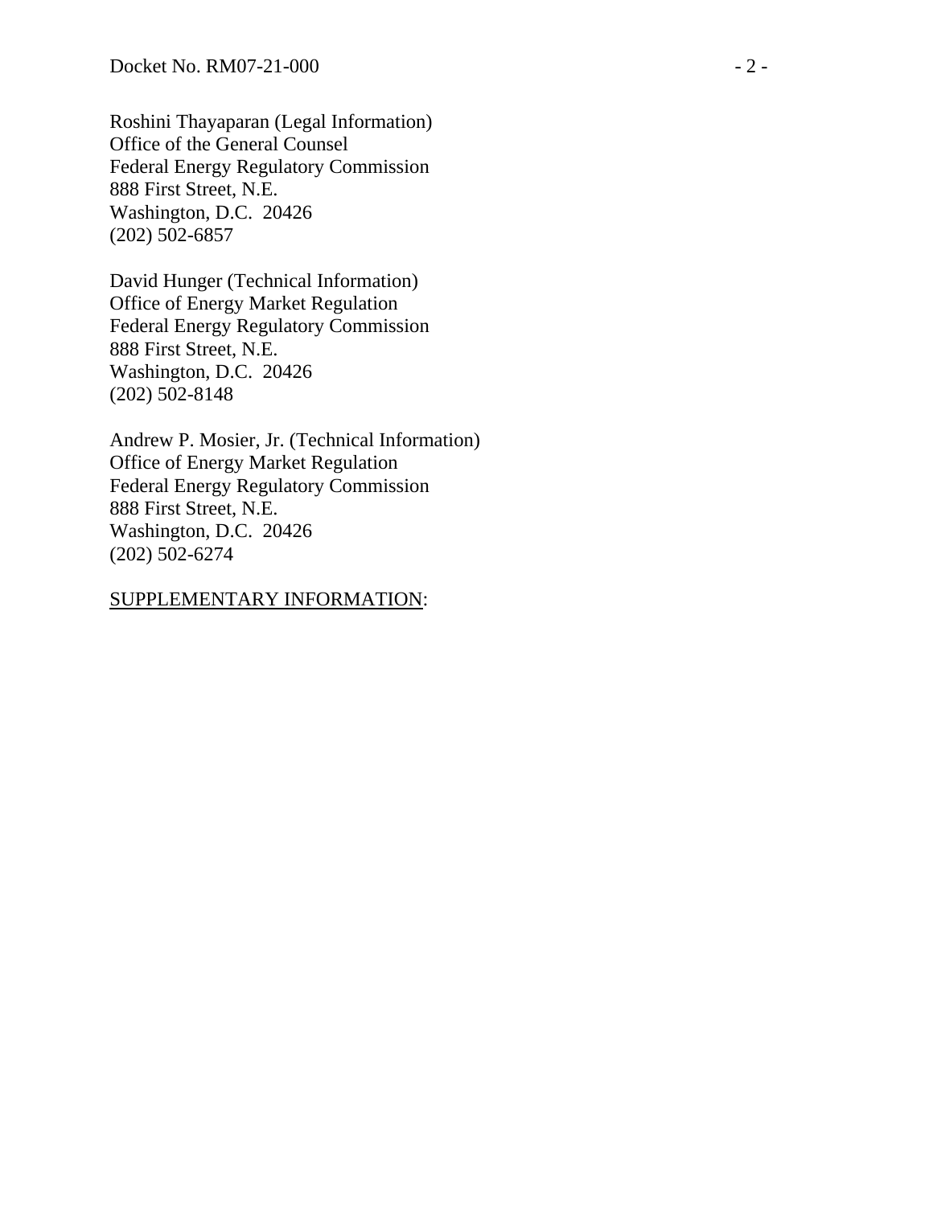Roshini Thayaparan (Legal Information)
Office of the General Counsel
Federal Energy Regulatory Commission
888 First Street, N.E.
Washington, D.C. 20426
(202) 502-6857

David Hunger (Technical Information)
Office of Energy Market Regulation
Federal Energy Regulatory Commission
888 First Street, N.E.
Washington, D.C. 20426
(202) 502-8148

Andrew P. Mosier, Jr. (Technical Information)
Office of Energy Market Regulation
Federal Energy Regulatory Commission
888 First Street, N.E.
Washington, D.C. 20426
(202) 502-6274

SUPPLEMENTARY INFORMATION: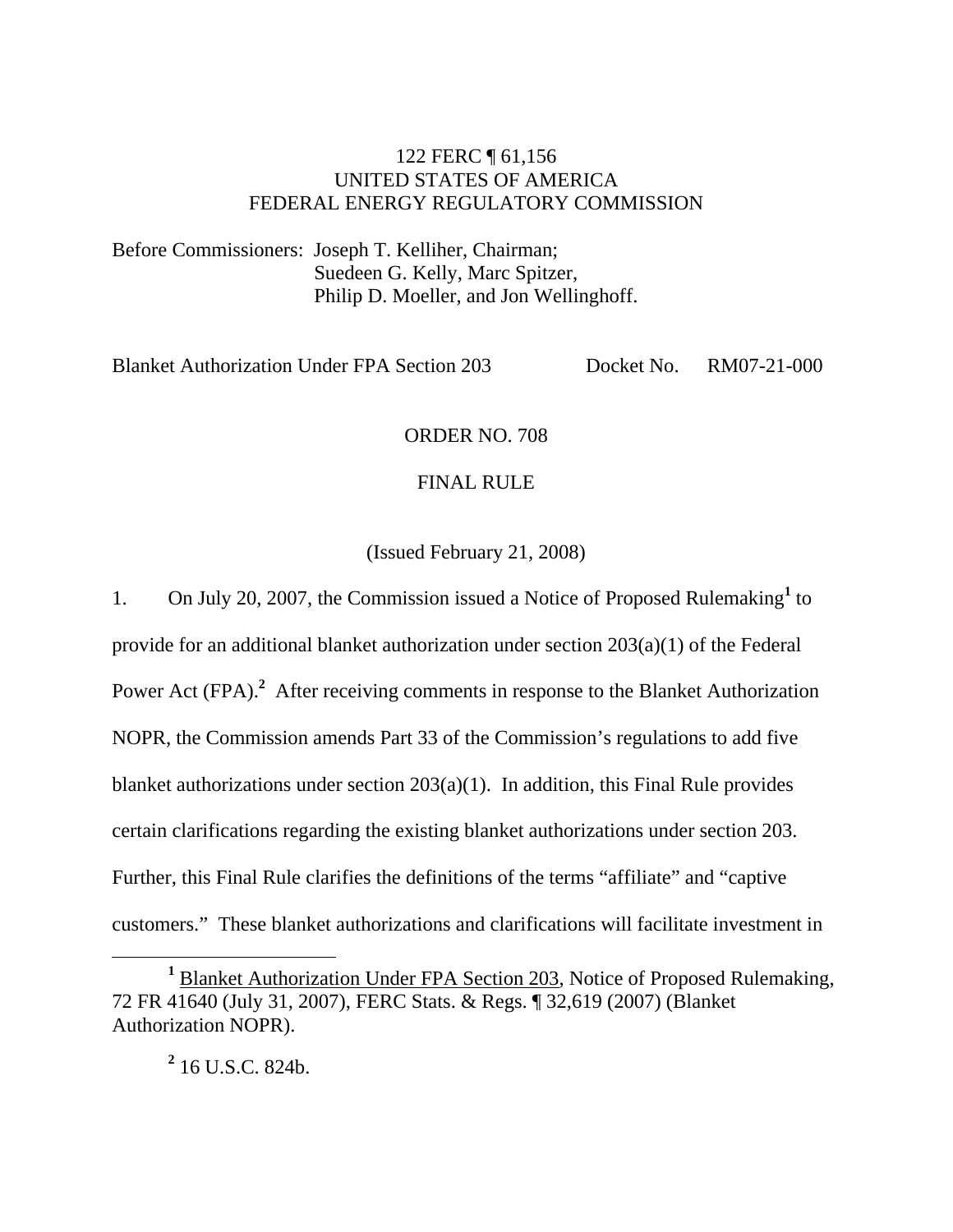122 FERC ¶ 61,156
UNITED STATES OF AMERICA
FEDERAL ENERGY REGULATORY COMMISSION

Before Commissioners: Joseph T. Kelliher, Chairman;
Suedeen G. Kelly, Marc Spitzer,
Philip D. Moeller, and Jon Wellinghoff.

Blanket Authorization Under FPA Section 203 Docket No. RM07-21-000

ORDER NO. 708

FINAL RULE

(Issued February 21, 2008)

1. On July 20, 2007, the Commission issued a Notice of Proposed Rulemaking[1] to provide for an additional blanket authorization under section 203(a)(1) of the Federal Power Act (FPA).[2] After receiving comments in response to the Blanket Authorization NOPR, the Commission amends Part 33 of the Commission's regulations to add five blanket authorizations under section 203(a)(1). In addition, this Final Rule provides certain clarifications regarding the existing blanket authorizations under section 203. Further, this Final Rule clarifies the definitions of the terms "affiliate" and "captive customers." These blanket authorizations and clarifications will facilitate investment in

[1] Blanket Authorization Under FPA Section 203, Notice of Proposed Rulemaking, 72 FR 41640 (July 31, 2007), FERC Stats. & Regs. ¶ 32,619 (2007) (Blanket Authorization NOPR).

[2] 16 U.S.C. 824b.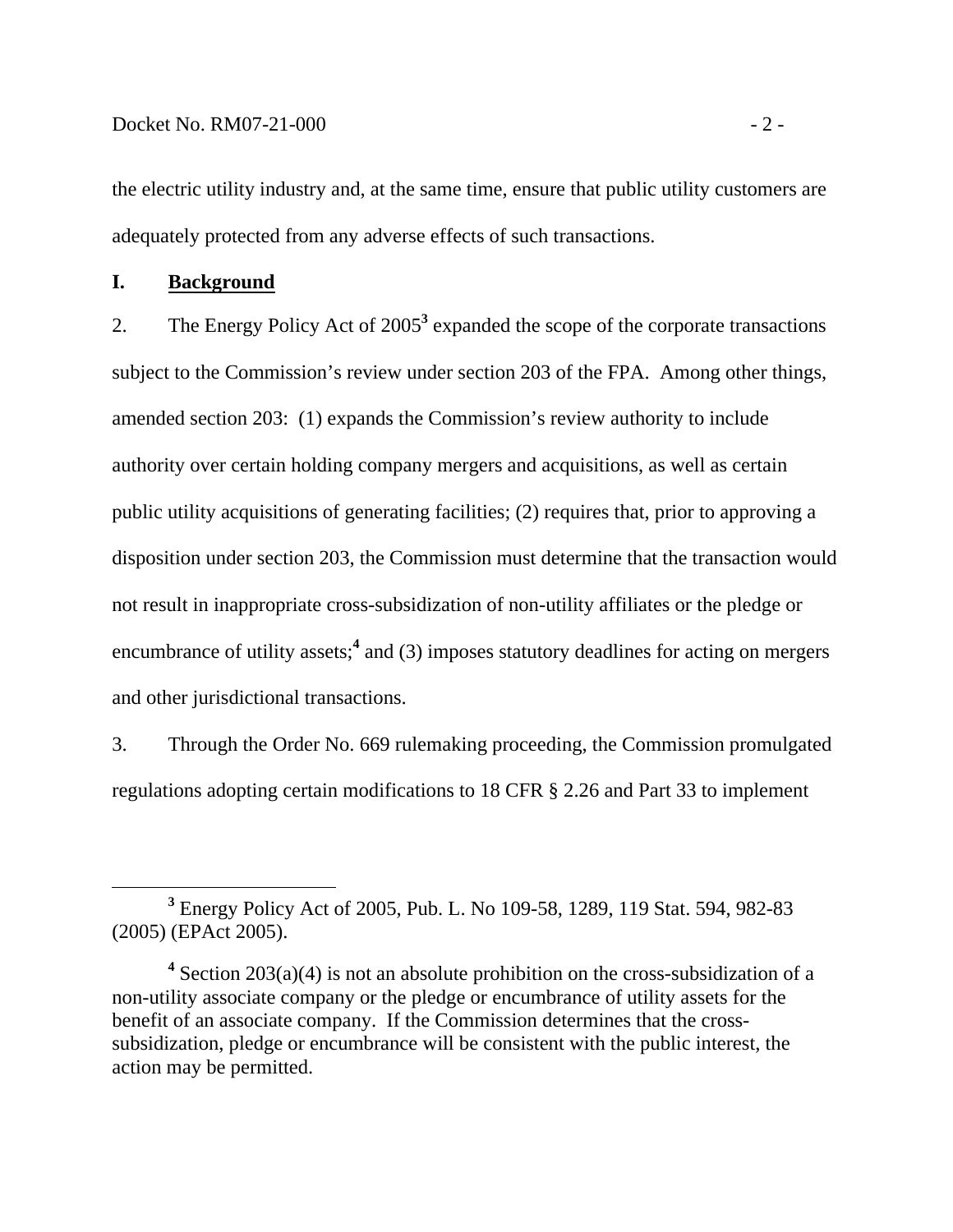the electric utility industry and, at the same time, ensure that public utility customers are adequately protected from any adverse effects of such transactions.

## I. Background

2. The Energy Policy Act of 2005[3] expanded the scope of the corporate transactions subject to the Commission's review under section 203 of the FPA. Among other things, amended section 203: (1) expands the Commission's review authority to include authority over certain holding company mergers and acquisitions, as well as certain public utility acquisitions of generating facilities; (2) requires that, prior to approving a disposition under section 203, the Commission must determine that the transaction would not result in inappropriate cross-subsidization of non-utility affiliates or the pledge or encumbrance of utility assets;[4] and (3) imposes statutory deadlines for acting on mergers and other jurisdictional transactions.

3. Through the Order No. 669 rulemaking proceeding, the Commission promulgated regulations adopting certain modifications to 18 CFR § 2.26 and Part 33 to implement

---

[3] Energy Policy Act of 2005, Pub. L. No 109-58, 1289, 119 Stat. 594, 982-83 (2005) (EPAct 2005).

[4] Section 203(a)(4) is not an absolute prohibition on the cross-subsidization of a non-utility associate company or the pledge or encumbrance of utility assets for the benefit of an associate company. If the Commission determines that the cross-subsidization, pledge or encumbrance will be consistent with the public interest, the action may be permitted.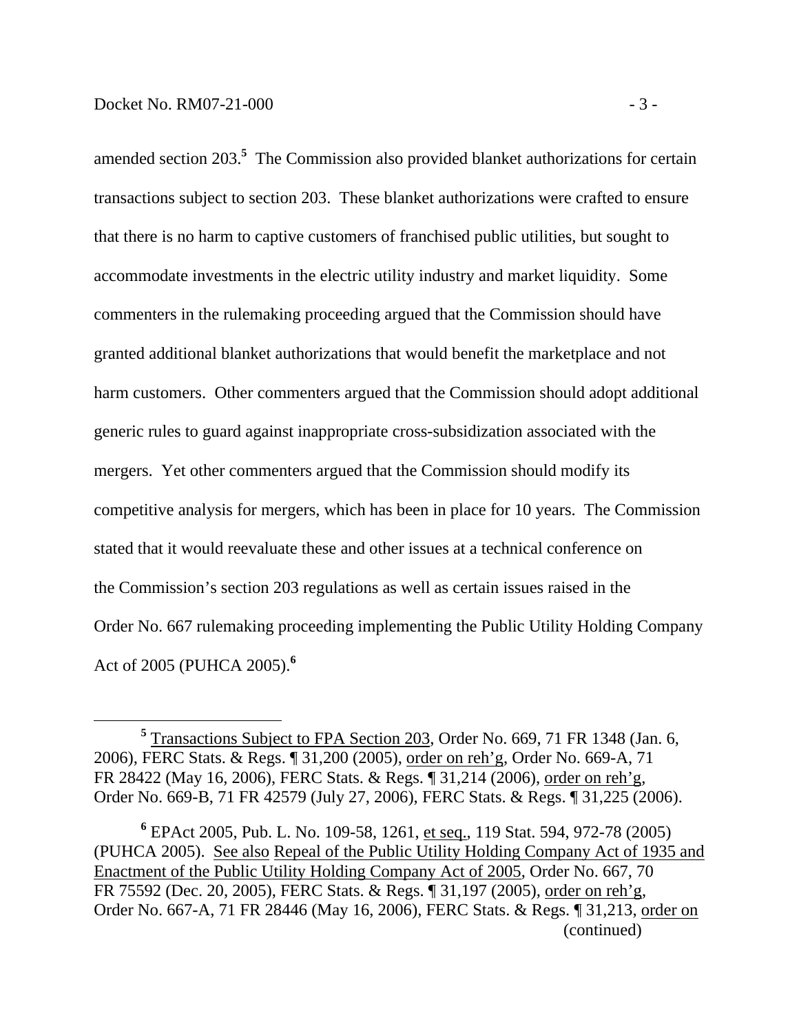amended section 203.[5] The Commission also provided blanket authorizations for certain transactions subject to section 203. These blanket authorizations were crafted to ensure that there is no harm to captive customers of franchised public utilities, but sought to accommodate investments in the electric utility industry and market liquidity. Some commenters in the rulemaking proceeding argued that the Commission should have granted additional blanket authorizations that would benefit the marketplace and not harm customers. Other commenters argued that the Commission should adopt additional generic rules to guard against inappropriate cross-subsidization associated with the mergers. Yet other commenters argued that the Commission should modify its competitive analysis for mergers, which has been in place for 10 years. The Commission stated that it would reevaluate these and other issues at a technical conference on the Commission's section 203 regulations as well as certain issues raised in the Order No. 667 rulemaking proceeding implementing the Public Utility Holding Company Act of 2005 (PUHCA 2005).[6]

---

[5] Transactions Subject to FPA Section 203, Order No. 669, 71 FR 1348 (Jan. 6, 2006), FERC Stats. & Regs. ¶ 31,200 (2005), order on reh'g, Order No. 669-A, 71 FR 28422 (May 16, 2006), FERC Stats. & Regs. ¶ 31,214 (2006), order on reh'g, Order No. 669-B, 71 FR 42579 (July 27, 2006), FERC Stats. & Regs. ¶ 31,225 (2006).

[6] EPAct 2005, Pub. L. No. 109-58, 1261, et seq., 119 Stat. 594, 972-78 (2005) (PUHCA 2005). See also Repeal of the Public Utility Holding Company Act of 1935 and Enactment of the Public Utility Holding Company Act of 2005, Order No. 667, 70 FR 75592 (Dec. 20, 2005), FERC Stats. & Regs. ¶ 31,197 (2005), order on reh'g, Order No. 667-A, 71 FR 28446 (May 16, 2006), FERC Stats. & Regs. ¶ 31,213, order on (continued)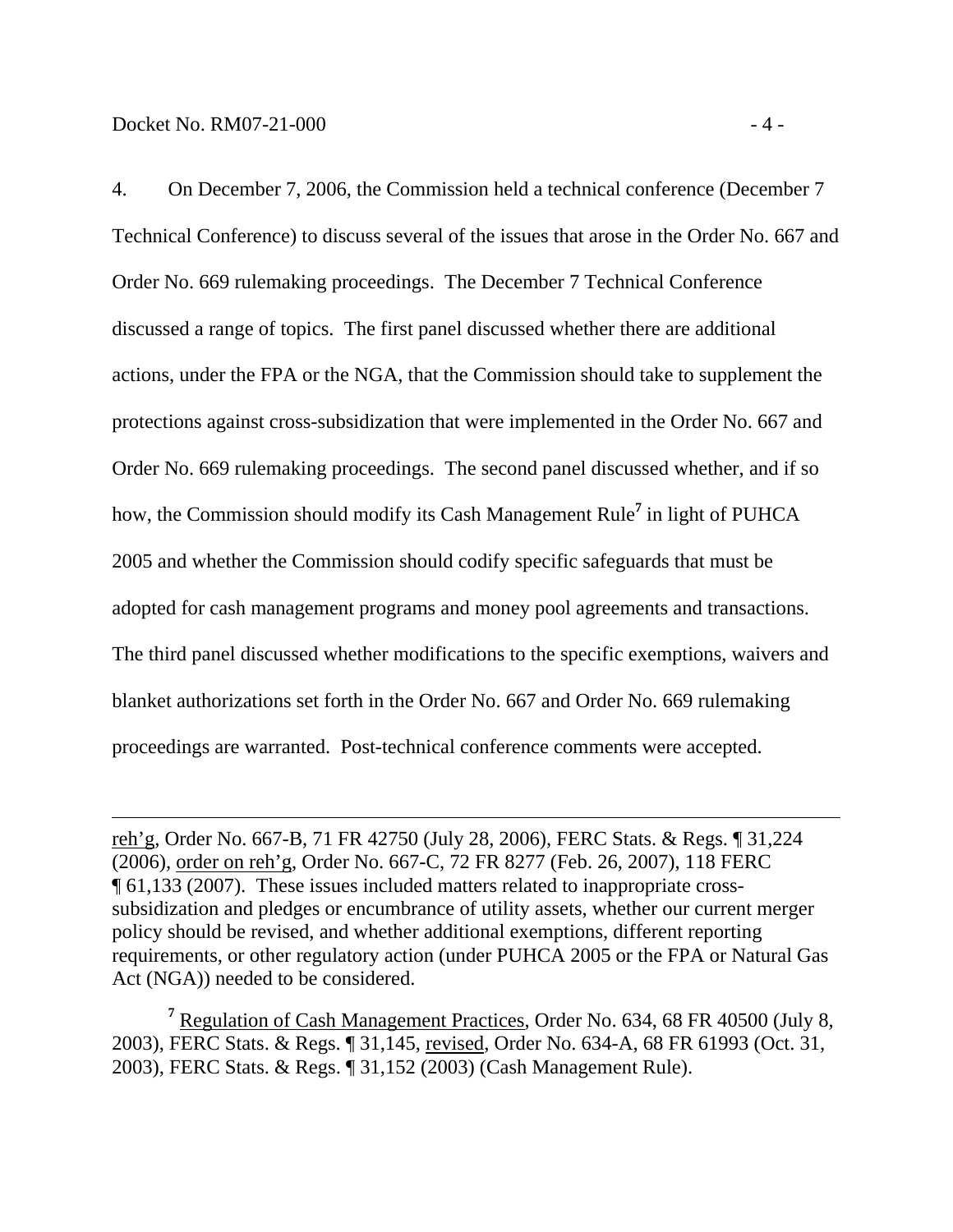4. On December 7, 2006, the Commission held a technical conference (December 7 Technical Conference) to discuss several of the issues that arose in the Order No. 667 and Order No. 669 rulemaking proceedings. The December 7 Technical Conference discussed a range of topics. The first panel discussed whether there are additional actions, under the FPA or the NGA, that the Commission should take to supplement the protections against cross-subsidization that were implemented in the Order No. 667 and Order No. 669 rulemaking proceedings. The second panel discussed whether, and if so how, the Commission should modify its Cash Management Rule[7] in light of PUHCA 2005 and whether the Commission should codify specific safeguards that must be adopted for cash management programs and money pool agreements and transactions. The third panel discussed whether modifications to the specific exemptions, waivers and blanket authorizations set forth in the Order No. 667 and Order No. 669 rulemaking proceedings are warranted. Post-technical conference comments were accepted.

---

reh'g, Order No. 667-B, 71 FR 42750 (July 28, 2006), FERC Stats. & Regs. ¶ 31,224 (2006), order on reh'g, Order No. 667-C, 72 FR 8277 (Feb. 26, 2007), 118 FERC ¶ 61,133 (2007). These issues included matters related to inappropriate cross-subsidization and pledges or encumbrance of utility assets, whether our current merger policy should be revised, and whether additional exemptions, different reporting requirements, or other regulatory action (under PUHCA 2005 or the FPA or Natural Gas Act (NGA)) needed to be considered.

[7] Regulation of Cash Management Practices, Order No. 634, 68 FR 40500 (July 8, 2003), FERC Stats. & Regs. ¶ 31,145, revised, Order No. 634-A, 68 FR 61993 (Oct. 31, 2003), FERC Stats. & Regs. ¶ 31,152 (2003) (Cash Management Rule).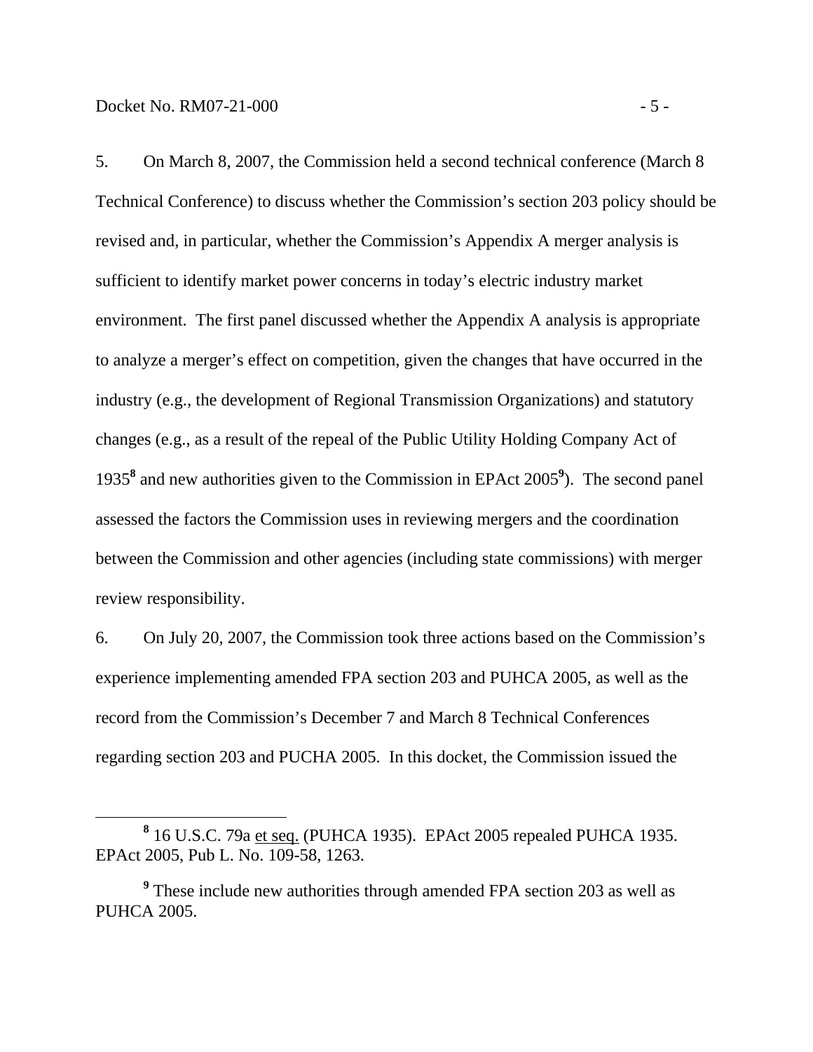5. On March 8, 2007, the Commission held a second technical conference (March 8 Technical Conference) to discuss whether the Commission's section 203 policy should be revised and, in particular, whether the Commission's Appendix A merger analysis is sufficient to identify market power concerns in today's electric industry market environment. The first panel discussed whether the Appendix A analysis is appropriate to analyze a merger's effect on competition, given the changes that have occurred in the industry (e.g., the development of Regional Transmission Organizations) and statutory changes (e.g., as a result of the repeal of the Public Utility Holding Company Act of 1935[8] and new authorities given to the Commission in EPAct 2005[9]). The second panel assessed the factors the Commission uses in reviewing mergers and the coordination between the Commission and other agencies (including state commissions) with merger review responsibility.

6. On July 20, 2007, the Commission took three actions based on the Commission's experience implementing amended FPA section 203 and PUHCA 2005, as well as the record from the Commission's December 7 and March 8 Technical Conferences regarding section 203 and PUCHA 2005. In this docket, the Commission issued the

---

[8] 16 U.S.C. 79a et seq. (PUHCA 1935). EPAct 2005 repealed PUHCA 1935. EPAct 2005, Pub L. No. 109-58, 1263.

[9] These include new authorities through amended FPA section 203 as well as PUHCA 2005.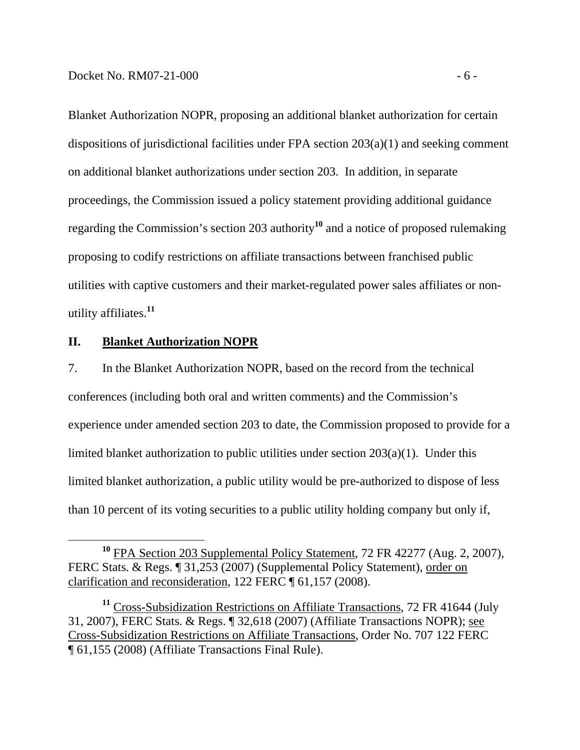Blanket Authorization NOPR, proposing an additional blanket authorization for certain dispositions of jurisdictional facilities under FPA section 203(a)(1) and seeking comment on additional blanket authorizations under section 203. In addition, in separate proceedings, the Commission issued a policy statement providing additional guidance regarding the Commission's section 203 authority[10] and a notice of proposed rulemaking proposing to codify restrictions on affiliate transactions between franchised public utilities with captive customers and their market-regulated power sales affiliates or non-utility affiliates.[11]

## II. Blanket Authorization NOPR

7. In the Blanket Authorization NOPR, based on the record from the technical conferences (including both oral and written comments) and the Commission's experience under amended section 203 to date, the Commission proposed to provide for a limited blanket authorization to public utilities under section 203(a)(1). Under this limited blanket authorization, a public utility would be pre-authorized to dispose of less than 10 percent of its voting securities to a public utility holding company but only if,

---

[10] FPA Section 203 Supplemental Policy Statement, 72 FR 42277 (Aug. 2, 2007), FERC Stats. & Regs. ¶ 31,253 (2007) (Supplemental Policy Statement), order on clarification and reconsideration, 122 FERC ¶ 61,157 (2008).

[11] Cross-Subsidization Restrictions on Affiliate Transactions, 72 FR 41644 (July 31, 2007), FERC Stats. & Regs. ¶ 32,618 (2007) (Affiliate Transactions NOPR); see Cross-Subsidization Restrictions on Affiliate Transactions, Order No. 707 122 FERC ¶ 61,155 (2008) (Affiliate Transactions Final Rule).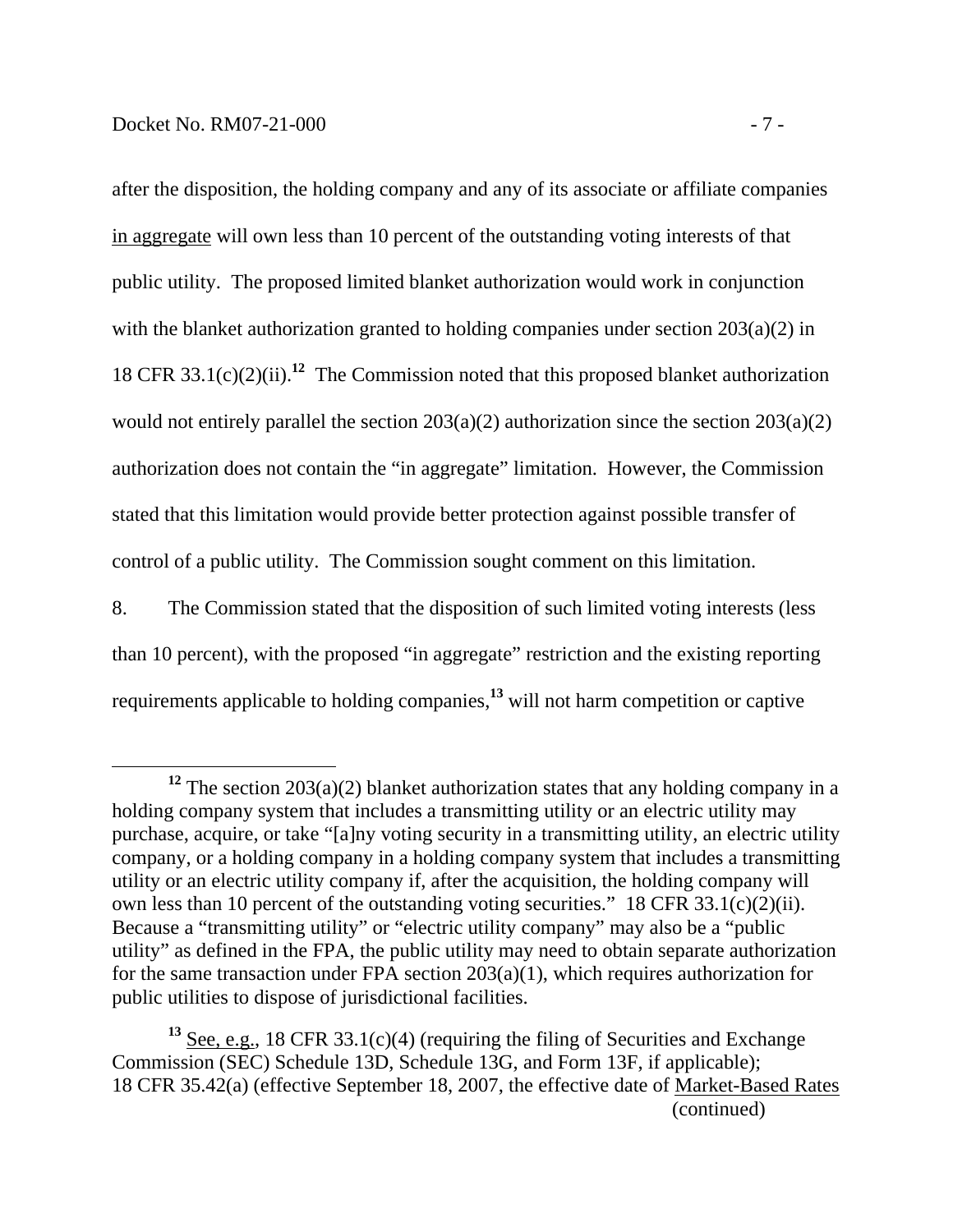after the disposition, the holding company and any of its associate or affiliate companies in aggregate will own less than 10 percent of the outstanding voting interests of that public utility. The proposed limited blanket authorization would work in conjunction with the blanket authorization granted to holding companies under section 203(a)(2) in 18 CFR 33.1(c)(2)(ii).[12] The Commission noted that this proposed blanket authorization would not entirely parallel the section 203(a)(2) authorization since the section 203(a)(2) authorization does not contain the "in aggregate" limitation. However, the Commission stated that this limitation would provide better protection against possible transfer of control of a public utility. The Commission sought comment on this limitation.

8. The Commission stated that the disposition of such limited voting interests (less than 10 percent), with the proposed "in aggregate" restriction and the existing reporting requirements applicable to holding companies,[13] will not harm competition or captive

---

[12] The section 203(a)(2) blanket authorization states that any holding company in a holding company system that includes a transmitting utility or an electric utility may purchase, acquire, or take "[a]ny voting security in a transmitting utility, an electric utility company, or a holding company in a holding company system that includes a transmitting utility or an electric utility company if, after the acquisition, the holding company will own less than 10 percent of the outstanding voting securities." 18 CFR 33.1(c)(2)(ii). Because a "transmitting utility" or "electric utility company" may also be a "public utility" as defined in the FPA, the public utility may need to obtain separate authorization for the same transaction under FPA section 203(a)(1), which requires authorization for public utilities to dispose of jurisdictional facilities.

[13] See, e.g., 18 CFR 33.1(c)(4) (requiring the filing of Securities and Exchange Commission (SEC) Schedule 13D, Schedule 13G, and Form 13F, if applicable); 18 CFR 35.42(a) (effective September 18, 2007, the effective date of Market-Based Rates (continued)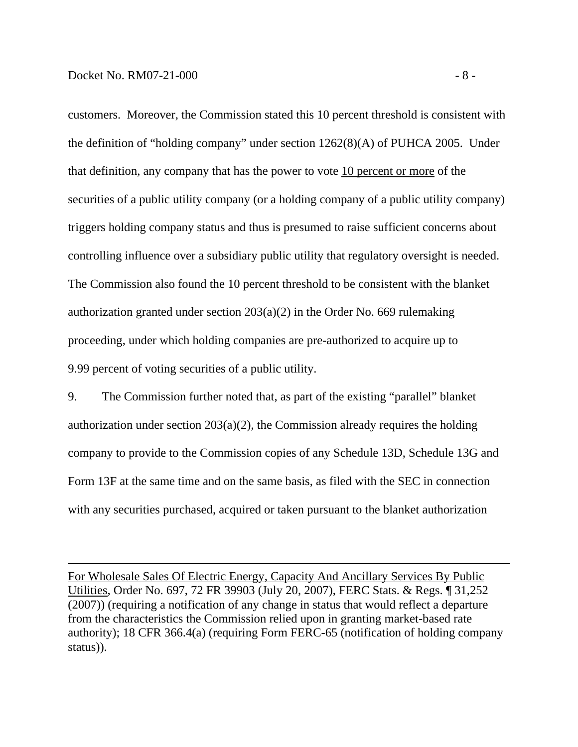customers. Moreover, the Commission stated this 10 percent threshold is consistent with the definition of "holding company" under section 1262(8)(A) of PUHCA 2005. Under that definition, any company that has the power to vote <u>10 percent or more</u> of the securities of a public utility company (or a holding company of a public utility company) triggers holding company status and thus is presumed to raise sufficient concerns about controlling influence over a subsidiary public utility that regulatory oversight is needed. The Commission also found the 10 percent threshold to be consistent with the blanket authorization granted under section 203(a)(2) in the Order No. 669 rulemaking proceeding, under which holding companies are pre-authorized to acquire up to 9.99 percent of voting securities of a public utility.

9. The Commission further noted that, as part of the existing "parallel" blanket authorization under section 203(a)(2), the Commission already requires the holding company to provide to the Commission copies of any Schedule 13D, Schedule 13G and Form 13F at the same time and on the same basis, as filed with the SEC in connection with any securities purchased, acquired or taken pursuant to the blanket authorization

---

<u>For Wholesale Sales Of Electric Energy, Capacity And Ancillary Services By Public Utilities</u>, Order No. 697, 72 FR 39903 (July 20, 2007), FERC Stats. & Regs. ¶ 31,252 (2007)) (requiring a notification of any change in status that would reflect a departure from the characteristics the Commission relied upon in granting market-based rate authority); 18 CFR 366.4(a) (requiring Form FERC-65 (notification of holding company status)).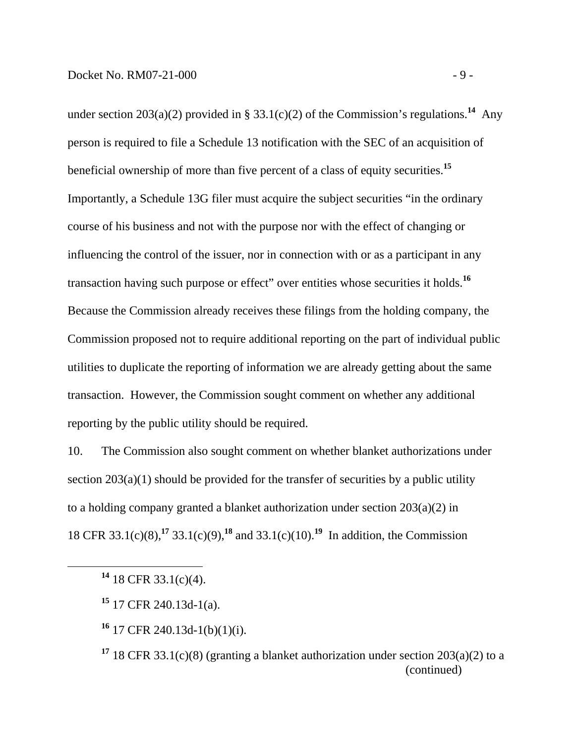under section 203(a)(2) provided in § 33.1(c)(2) of the Commission's regulations.[14] Any person is required to file a Schedule 13 notification with the SEC of an acquisition of beneficial ownership of more than five percent of a class of equity securities.[15] Importantly, a Schedule 13G filer must acquire the subject securities "in the ordinary course of his business and not with the purpose nor with the effect of changing or influencing the control of the issuer, nor in connection with or as a participant in any transaction having such purpose or effect" over entities whose securities it holds.[16] Because the Commission already receives these filings from the holding company, the Commission proposed not to require additional reporting on the part of individual public utilities to duplicate the reporting of information we are already getting about the same transaction. However, the Commission sought comment on whether any additional reporting by the public utility should be required.

10. The Commission also sought comment on whether blanket authorizations under section 203(a)(1) should be provided for the transfer of securities by a public utility to a holding company granted a blanket authorization under section 203(a)(2) in 18 CFR 33.1(c)(8),[17] 33.1(c)(9),[18] and 33.1(c)(10).[19] In addition, the Commission

---

[14] 18 CFR 33.1(c)(4).

[15] 17 CFR 240.13d-1(a).

[16] 17 CFR 240.13d-1(b)(1)(i).

[17] 18 CFR 33.1(c)(8) (granting a blanket authorization under section 203(a)(2) to a (continued)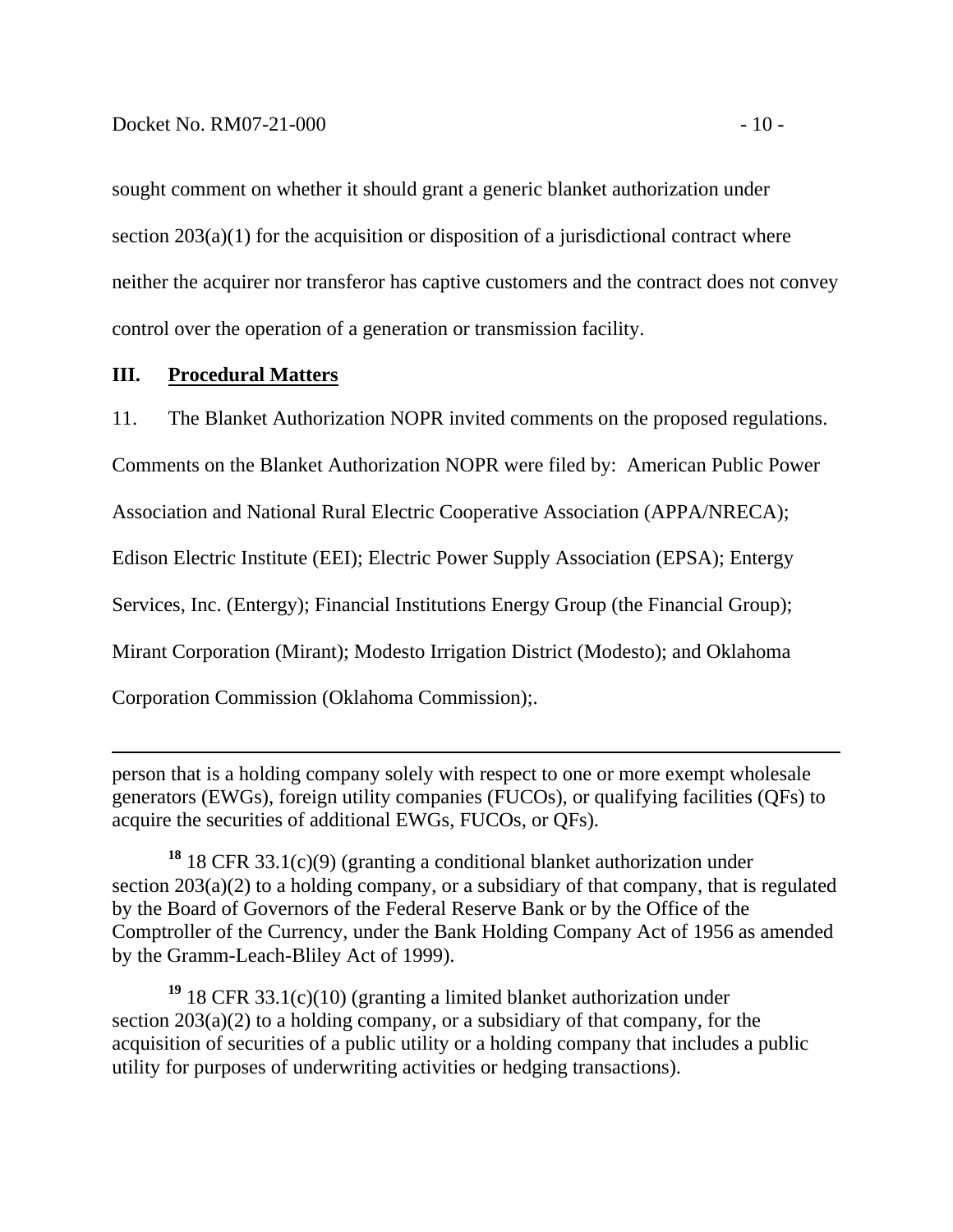sought comment on whether it should grant a generic blanket authorization under section 203(a)(1) for the acquisition or disposition of a jurisdictional contract where neither the acquirer nor transferor has captive customers and the contract does not convey control over the operation of a generation or transmission facility.

## III. Procedural Matters

11. The Blanket Authorization NOPR invited comments on the proposed regulations. Comments on the Blanket Authorization NOPR were filed by: American Public Power Association and National Rural Electric Cooperative Association (APPA/NRECA); Edison Electric Institute (EEI); Electric Power Supply Association (EPSA); Entergy Services, Inc. (Entergy); Financial Institutions Energy Group (the Financial Group); Mirant Corporation (Mirant); Modesto Irrigation District (Modesto); and Oklahoma Corporation Commission (Oklahoma Commission);.

---

person that is a holding company solely with respect to one or more exempt wholesale generators (EWGs), foreign utility companies (FUCOs), or qualifying facilities (QFs) to acquire the securities of additional EWGs, FUCOs, or QFs).

[18] 18 CFR 33.1(c)(9) (granting a conditional blanket authorization under section 203(a)(2) to a holding company, or a subsidiary of that company, that is regulated by the Board of Governors of the Federal Reserve Bank or by the Office of the Comptroller of the Currency, under the Bank Holding Company Act of 1956 as amended by the Gramm-Leach-Bliley Act of 1999).

[19] 18 CFR 33.1(c)(10) (granting a limited blanket authorization under section 203(a)(2) to a holding company, or a subsidiary of that company, for the acquisition of securities of a public utility or a holding company that includes a public utility for purposes of underwriting activities or hedging transactions).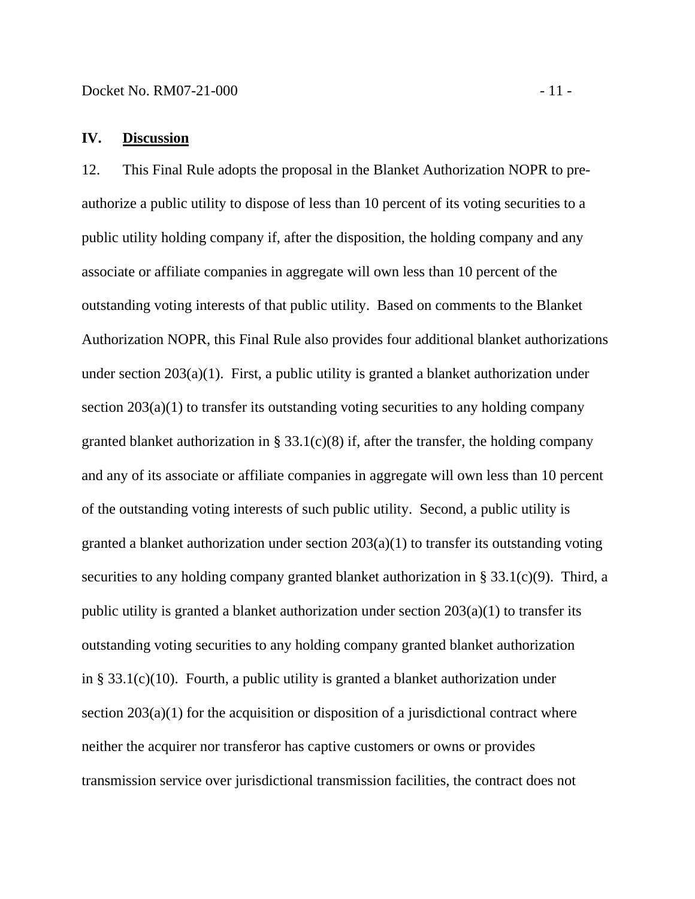## IV. Discussion

12. This Final Rule adopts the proposal in the Blanket Authorization NOPR to pre-authorize a public utility to dispose of less than 10 percent of its voting securities to a public utility holding company if, after the disposition, the holding company and any associate or affiliate companies in aggregate will own less than 10 percent of the outstanding voting interests of that public utility. Based on comments to the Blanket Authorization NOPR, this Final Rule also provides four additional blanket authorizations under section 203(a)(1). First, a public utility is granted a blanket authorization under section 203(a)(1) to transfer its outstanding voting securities to any holding company granted blanket authorization in § 33.1(c)(8) if, after the transfer, the holding company and any of its associate or affiliate companies in aggregate will own less than 10 percent of the outstanding voting interests of such public utility. Second, a public utility is granted a blanket authorization under section 203(a)(1) to transfer its outstanding voting securities to any holding company granted blanket authorization in § 33.1(c)(9). Third, a public utility is granted a blanket authorization under section 203(a)(1) to transfer its outstanding voting securities to any holding company granted blanket authorization in § 33.1(c)(10). Fourth, a public utility is granted a blanket authorization under section 203(a)(1) for the acquisition or disposition of a jurisdictional contract where neither the acquirer nor transferor has captive customers or owns or provides transmission service over jurisdictional transmission facilities, the contract does not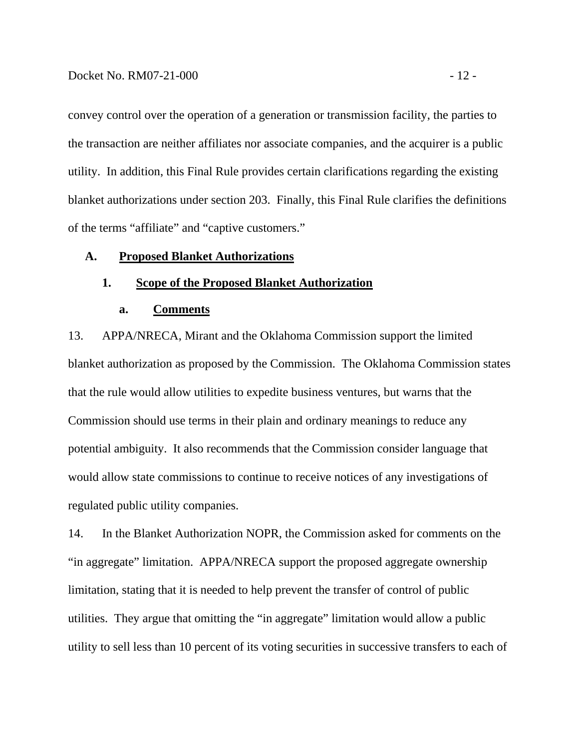convey control over the operation of a generation or transmission facility, the parties to the transaction are neither affiliates nor associate companies, and the acquirer is a public utility. In addition, this Final Rule provides certain clarifications regarding the existing blanket authorizations under section 203. Finally, this Final Rule clarifies the definitions of the terms "affiliate" and "captive customers."

## A. Proposed Blanket Authorizations

### 1. Scope of the Proposed Blanket Authorization

#### a. Comments

13. APPA/NRECA, Mirant and the Oklahoma Commission support the limited blanket authorization as proposed by the Commission. The Oklahoma Commission states that the rule would allow utilities to expedite business ventures, but warns that the Commission should use terms in their plain and ordinary meanings to reduce any potential ambiguity. It also recommends that the Commission consider language that would allow state commissions to continue to receive notices of any investigations of regulated public utility companies.

14. In the Blanket Authorization NOPR, the Commission asked for comments on the "in aggregate" limitation. APPA/NRECA support the proposed aggregate ownership limitation, stating that it is needed to help prevent the transfer of control of public utilities. They argue that omitting the "in aggregate" limitation would allow a public utility to sell less than 10 percent of its voting securities in successive transfers to each of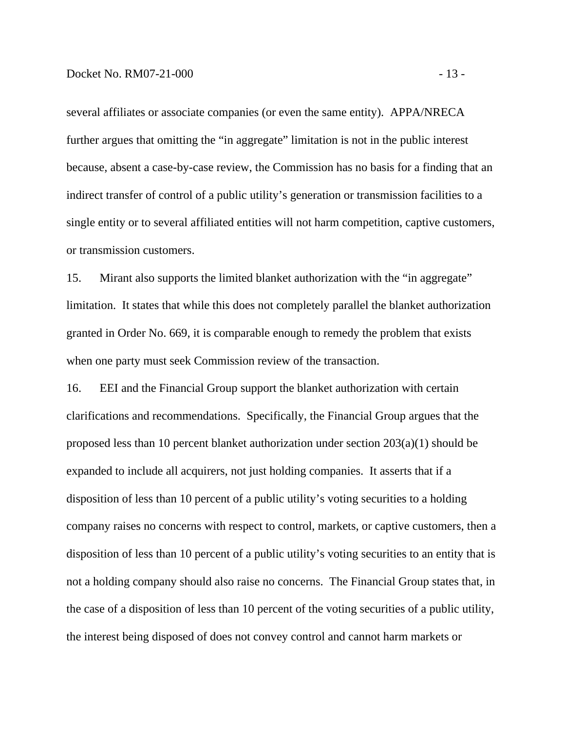several affiliates or associate companies (or even the same entity). APPA/NRECA further argues that omitting the "in aggregate" limitation is not in the public interest because, absent a case-by-case review, the Commission has no basis for a finding that an indirect transfer of control of a public utility's generation or transmission facilities to a single entity or to several affiliated entities will not harm competition, captive customers, or transmission customers.

15. Mirant also supports the limited blanket authorization with the "in aggregate" limitation. It states that while this does not completely parallel the blanket authorization granted in Order No. 669, it is comparable enough to remedy the problem that exists when one party must seek Commission review of the transaction.

16. EEI and the Financial Group support the blanket authorization with certain clarifications and recommendations. Specifically, the Financial Group argues that the proposed less than 10 percent blanket authorization under section 203(a)(1) should be expanded to include all acquirers, not just holding companies. It asserts that if a disposition of less than 10 percent of a public utility's voting securities to a holding company raises no concerns with respect to control, markets, or captive customers, then a disposition of less than 10 percent of a public utility's voting securities to an entity that is not a holding company should also raise no concerns. The Financial Group states that, in the case of a disposition of less than 10 percent of the voting securities of a public utility, the interest being disposed of does not convey control and cannot harm markets or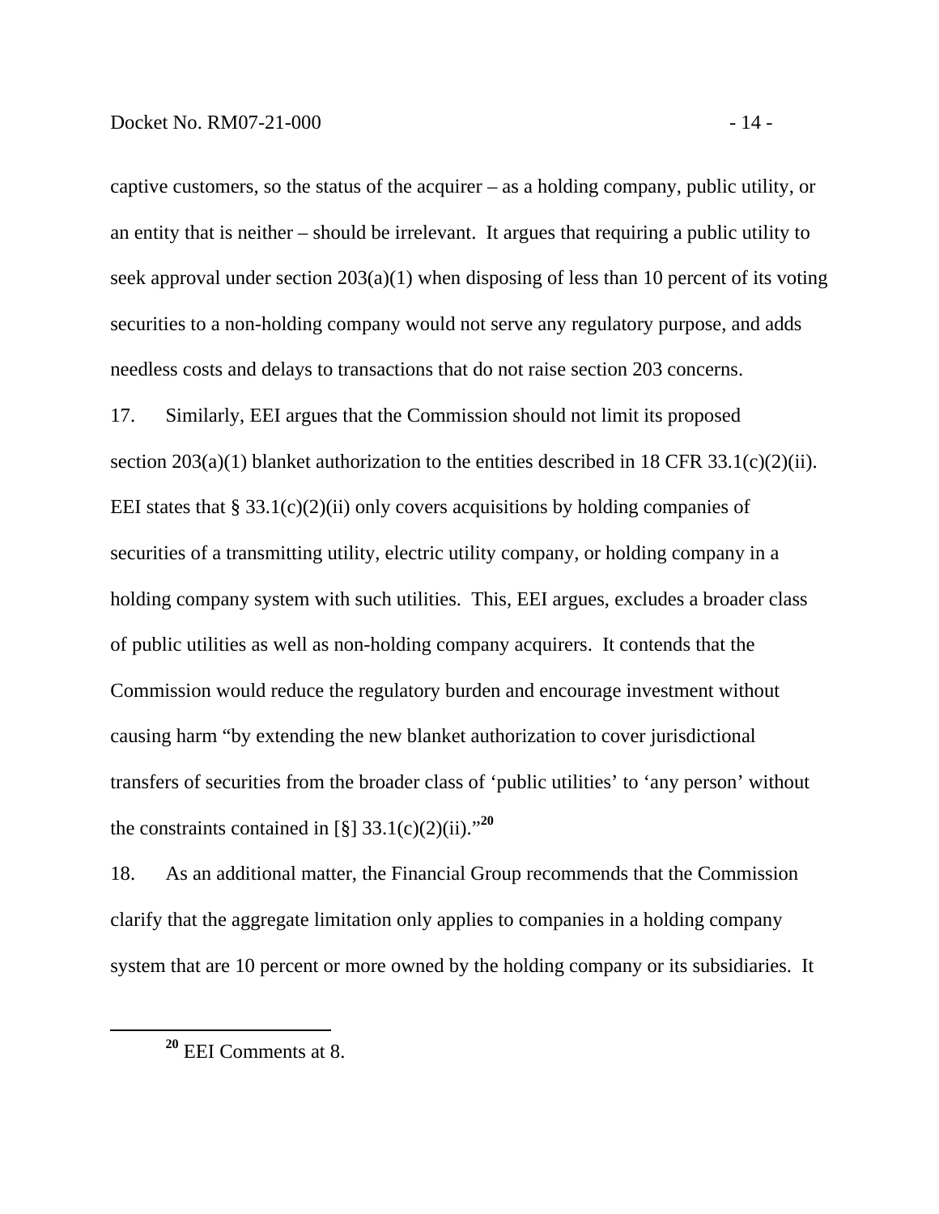captive customers, so the status of the acquirer – as a holding company, public utility, or an entity that is neither – should be irrelevant. It argues that requiring a public utility to seek approval under section 203(a)(1) when disposing of less than 10 percent of its voting securities to a non-holding company would not serve any regulatory purpose, and adds needless costs and delays to transactions that do not raise section 203 concerns.

17. Similarly, EEI argues that the Commission should not limit its proposed section 203(a)(1) blanket authorization to the entities described in 18 CFR 33.1(c)(2)(ii). EEI states that § 33.1(c)(2)(ii) only covers acquisitions by holding companies of securities of a transmitting utility, electric utility company, or holding company in a holding company system with such utilities. This, EEI argues, excludes a broader class of public utilities as well as non-holding company acquirers. It contends that the Commission would reduce the regulatory burden and encourage investment without causing harm "by extending the new blanket authorization to cover jurisdictional transfers of securities from the broader class of 'public utilities' to 'any person' without the constraints contained in [§] 33.1(c)(2)(ii)."[20]

18. As an additional matter, the Financial Group recommends that the Commission clarify that the aggregate limitation only applies to companies in a holding company system that are 10 percent or more owned by the holding company or its subsidiaries. It

---

[20] EEI Comments at 8.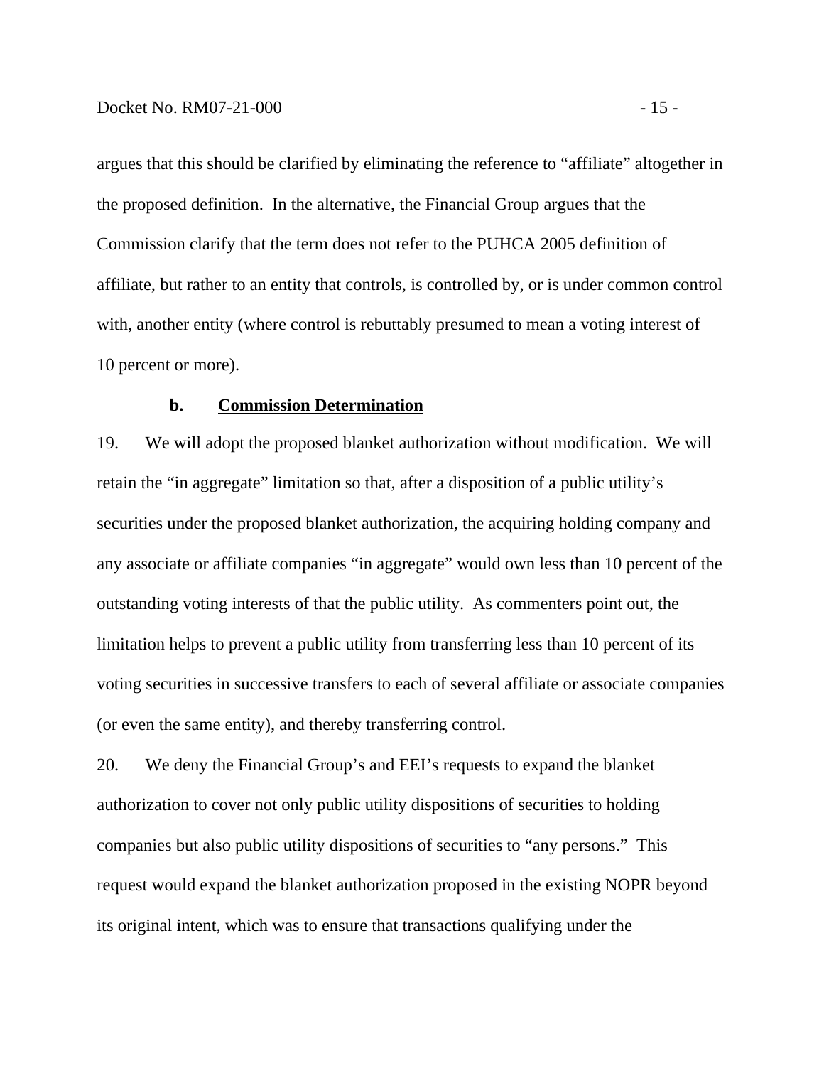argues that this should be clarified by eliminating the reference to "affiliate" altogether in the proposed definition. In the alternative, the Financial Group argues that the Commission clarify that the term does not refer to the PUHCA 2005 definition of affiliate, but rather to an entity that controls, is controlled by, or is under common control with, another entity (where control is rebuttably presumed to mean a voting interest of 10 percent or more).

### b. **Commission Determination**

19. We will adopt the proposed blanket authorization without modification. We will retain the "in aggregate" limitation so that, after a disposition of a public utility's securities under the proposed blanket authorization, the acquiring holding company and any associate or affiliate companies "in aggregate" would own less than 10 percent of the outstanding voting interests of that the public utility. As commenters point out, the limitation helps to prevent a public utility from transferring less than 10 percent of its voting securities in successive transfers to each of several affiliate or associate companies (or even the same entity), and thereby transferring control.

20. We deny the Financial Group's and EEI's requests to expand the blanket authorization to cover not only public utility dispositions of securities to holding companies but also public utility dispositions of securities to "any persons." This request would expand the blanket authorization proposed in the existing NOPR beyond its original intent, which was to ensure that transactions qualifying under the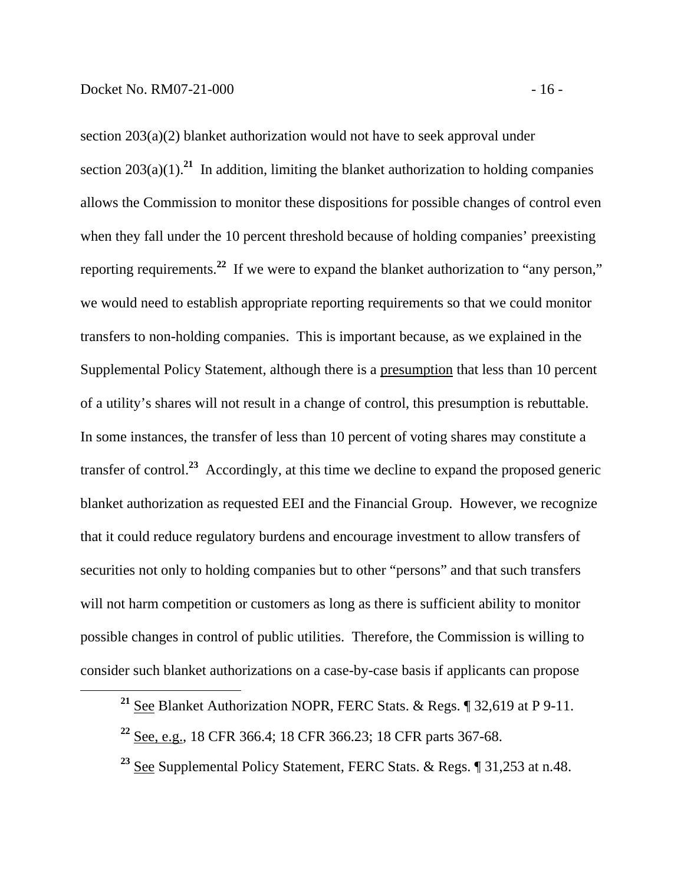section 203(a)(2) blanket authorization would not have to seek approval under section 203(a)(1).[21] In addition, limiting the blanket authorization to holding companies allows the Commission to monitor these dispositions for possible changes of control even when they fall under the 10 percent threshold because of holding companies' preexisting reporting requirements.[22] If we were to expand the blanket authorization to "any person," we would need to establish appropriate reporting requirements so that we could monitor transfers to non-holding companies. This is important because, as we explained in the Supplemental Policy Statement, although there is a presumption that less than 10 percent of a utility's shares will not result in a change of control, this presumption is rebuttable. In some instances, the transfer of less than 10 percent of voting shares may constitute a transfer of control.[23] Accordingly, at this time we decline to expand the proposed generic blanket authorization as requested EEI and the Financial Group. However, we recognize that it could reduce regulatory burdens and encourage investment to allow transfers of securities not only to holding companies but to other "persons" and that such transfers will not harm competition or customers as long as there is sufficient ability to monitor possible changes in control of public utilities. Therefore, the Commission is willing to consider such blanket authorizations on a case-by-case basis if applicants can propose

[21] See Blanket Authorization NOPR, FERC Stats. & Regs. ¶ 32,619 at P 9-11.

[22] See, e.g., 18 CFR 366.4; 18 CFR 366.23; 18 CFR parts 367-68.

[23] See Supplemental Policy Statement, FERC Stats. & Regs. ¶ 31,253 at n.48.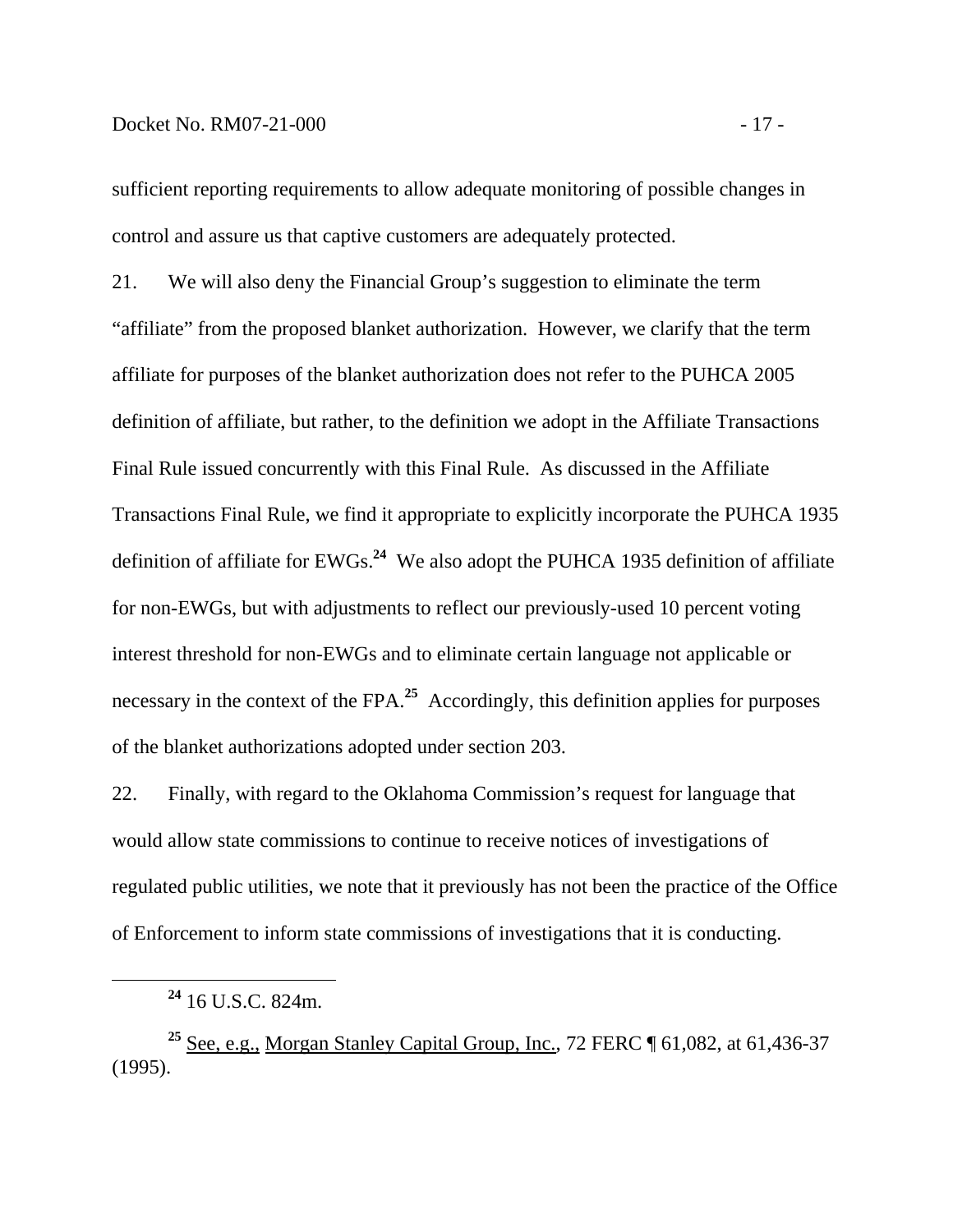sufficient reporting requirements to allow adequate monitoring of possible changes in control and assure us that captive customers are adequately protected.

21. We will also deny the Financial Group's suggestion to eliminate the term "affiliate" from the proposed blanket authorization. However, we clarify that the term affiliate for purposes of the blanket authorization does not refer to the PUHCA 2005 definition of affiliate, but rather, to the definition we adopt in the Affiliate Transactions Final Rule issued concurrently with this Final Rule. As discussed in the Affiliate Transactions Final Rule, we find it appropriate to explicitly incorporate the PUHCA 1935 definition of affiliate for EWGs.[24] We also adopt the PUHCA 1935 definition of affiliate for non-EWGs, but with adjustments to reflect our previously-used 10 percent voting interest threshold for non-EWGs and to eliminate certain language not applicable or necessary in the context of the FPA.[25] Accordingly, this definition applies for purposes of the blanket authorizations adopted under section 203.

22. Finally, with regard to the Oklahoma Commission's request for language that would allow state commissions to continue to receive notices of investigations of regulated public utilities, we note that it previously has not been the practice of the Office of Enforcement to inform state commissions of investigations that it is conducting.

---

[24] 16 U.S.C. 824m.

[25] See, e.g., Morgan Stanley Capital Group, Inc., 72 FERC ¶ 61,082, at 61,436-37 (1995).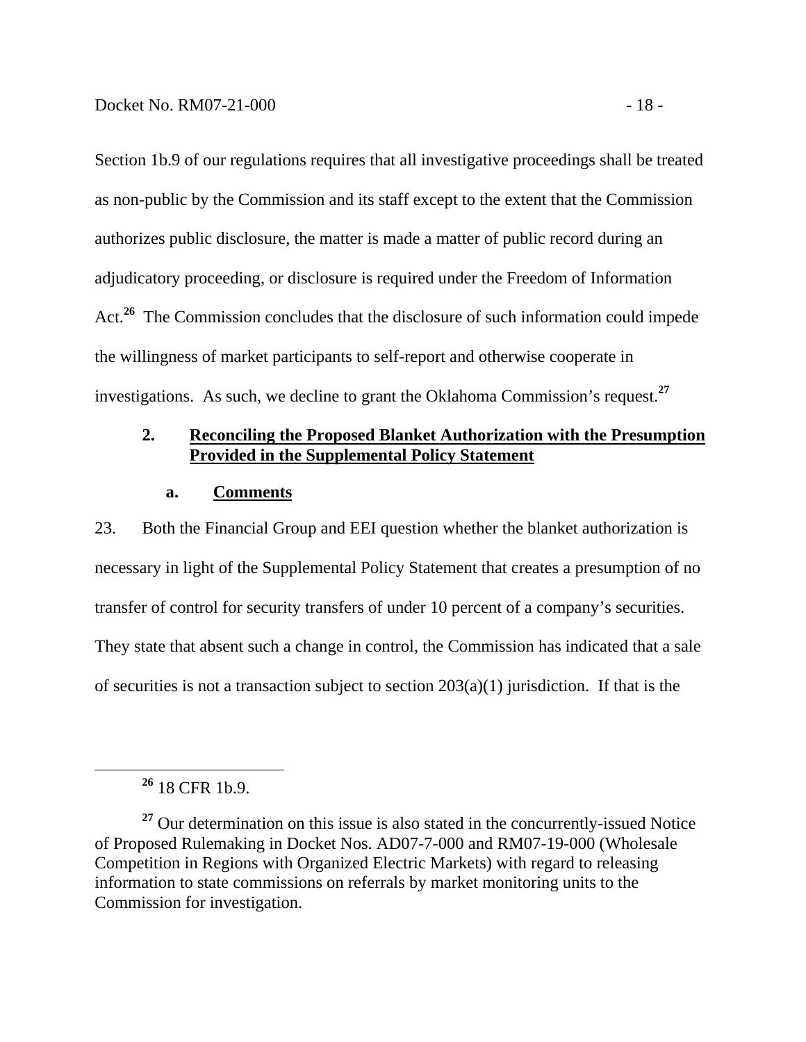Section 1b.9 of our regulations requires that all investigative proceedings shall be treated as non-public by the Commission and its staff except to the extent that the Commission authorizes public disclosure, the matter is made a matter of public record during an adjudicatory proceeding, or disclosure is required under the Freedom of Information Act.[26] The Commission concludes that the disclosure of such information could impede the willingness of market participants to self-report and otherwise cooperate in investigations. As such, we decline to grant the Oklahoma Commission's request.[27]

### 2. **Reconciling the Proposed Blanket Authorization with the Presumption Provided in the Supplemental Policy Statement**

#### a. **Comments**

23. Both the Financial Group and EEI question whether the blanket authorization is necessary in light of the Supplemental Policy Statement that creates a presumption of no transfer of control for security transfers of under 10 percent of a company's securities. They state that absent such a change in control, the Commission has indicated that a sale of securities is not a transaction subject to section 203(a)(1) jurisdiction. If that is the

---

[26] 18 CFR 1b.9.

[27] Our determination on this issue is also stated in the concurrently-issued Notice of Proposed Rulemaking in Docket Nos. AD07-7-000 and RM07-19-000 (Wholesale Competition in Regions with Organized Electric Markets) with regard to releasing information to state commissions on referrals by market monitoring units to the Commission for investigation.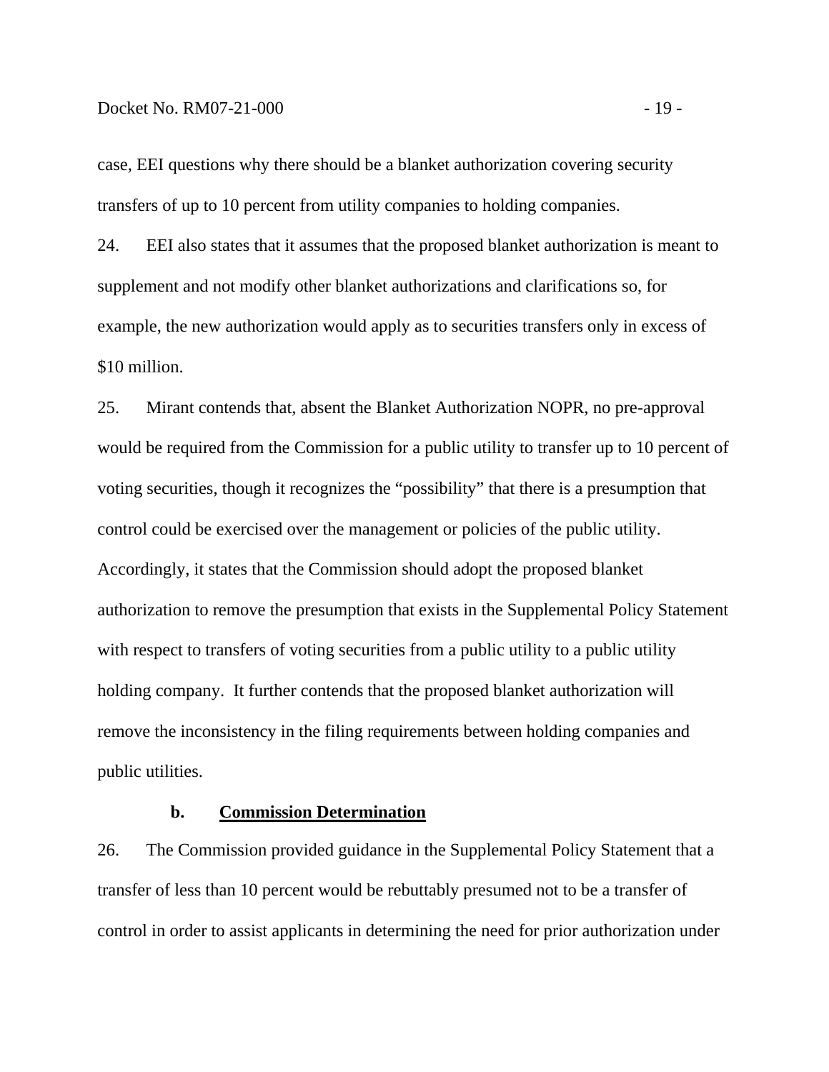case, EEI questions why there should be a blanket authorization covering security transfers of up to 10 percent from utility companies to holding companies.

24. EEI also states that it assumes that the proposed blanket authorization is meant to supplement and not modify other blanket authorizations and clarifications so, for example, the new authorization would apply as to securities transfers only in excess of $10 million.

25. Mirant contends that, absent the Blanket Authorization NOPR, no pre-approval would be required from the Commission for a public utility to transfer up to 10 percent of voting securities, though it recognizes the "possibility" that there is a presumption that control could be exercised over the management or policies of the public utility. Accordingly, it states that the Commission should adopt the proposed blanket authorization to remove the presumption that exists in the Supplemental Policy Statement with respect to transfers of voting securities from a public utility to a public utility holding company. It further contends that the proposed blanket authorization will remove the inconsistency in the filing requirements between holding companies and public utilities.

#### b. Commission Determination

26. The Commission provided guidance in the Supplemental Policy Statement that a transfer of less than 10 percent would be rebuttably presumed not to be a transfer of control in order to assist applicants in determining the need for prior authorization under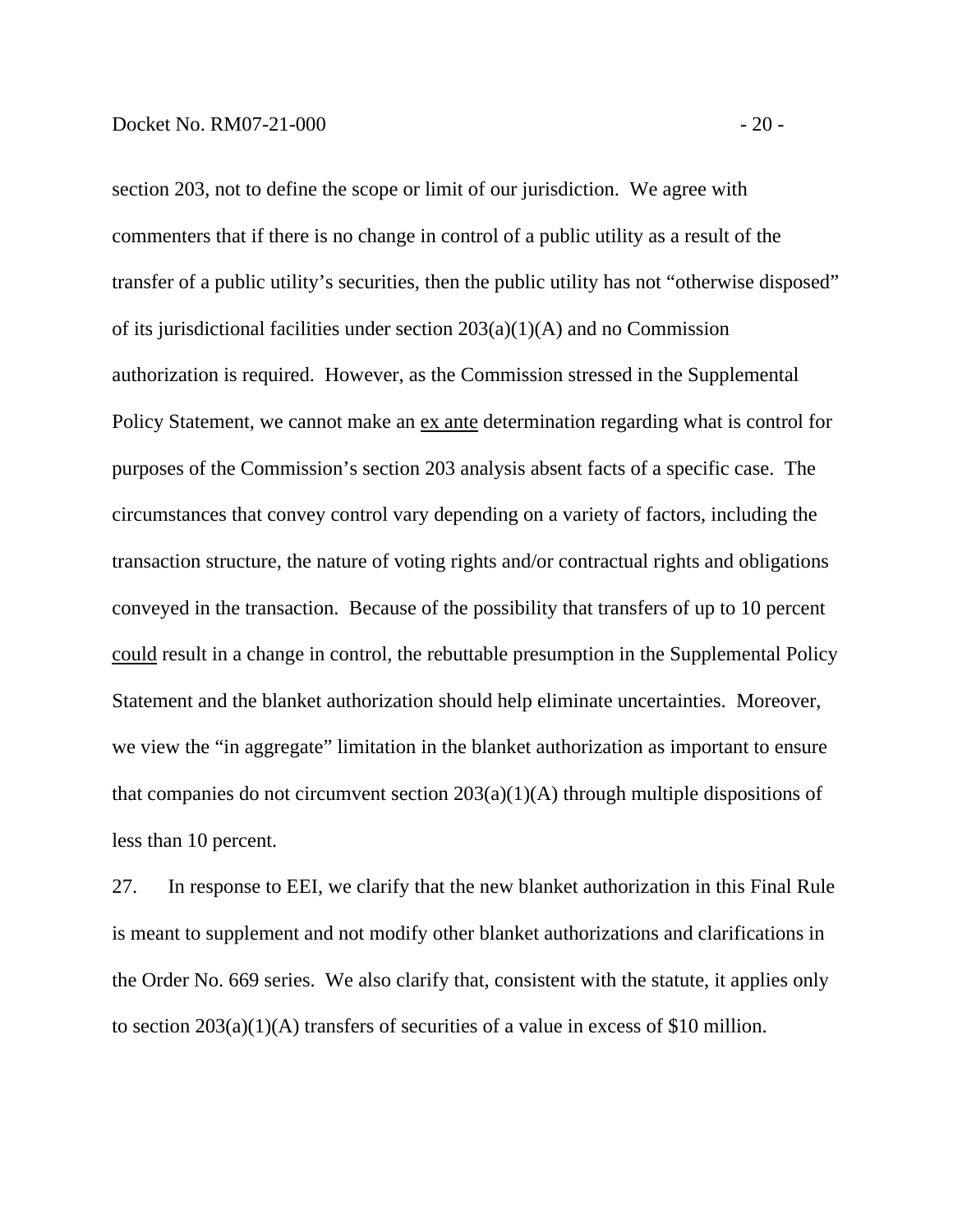section 203, not to define the scope or limit of our jurisdiction. We agree with commenters that if there is no change in control of a public utility as a result of the transfer of a public utility's securities, then the public utility has not "otherwise disposed" of its jurisdictional facilities under section 203(a)(1)(A) and no Commission authorization is required. However, as the Commission stressed in the Supplemental Policy Statement, we cannot make an ex ante determination regarding what is control for purposes of the Commission's section 203 analysis absent facts of a specific case. The circumstances that convey control vary depending on a variety of factors, including the transaction structure, the nature of voting rights and/or contractual rights and obligations conveyed in the transaction. Because of the possibility that transfers of up to 10 percent could result in a change in control, the rebuttable presumption in the Supplemental Policy Statement and the blanket authorization should help eliminate uncertainties. Moreover, we view the "in aggregate" limitation in the blanket authorization as important to ensure that companies do not circumvent section 203(a)(1)(A) through multiple dispositions of less than 10 percent.

27. In response to EEI, we clarify that the new blanket authorization in this Final Rule is meant to supplement and not modify other blanket authorizations and clarifications in the Order No. 669 series. We also clarify that, consistent with the statute, it applies only to section 203(a)(1)(A) transfers of securities of a value in excess of $10 million.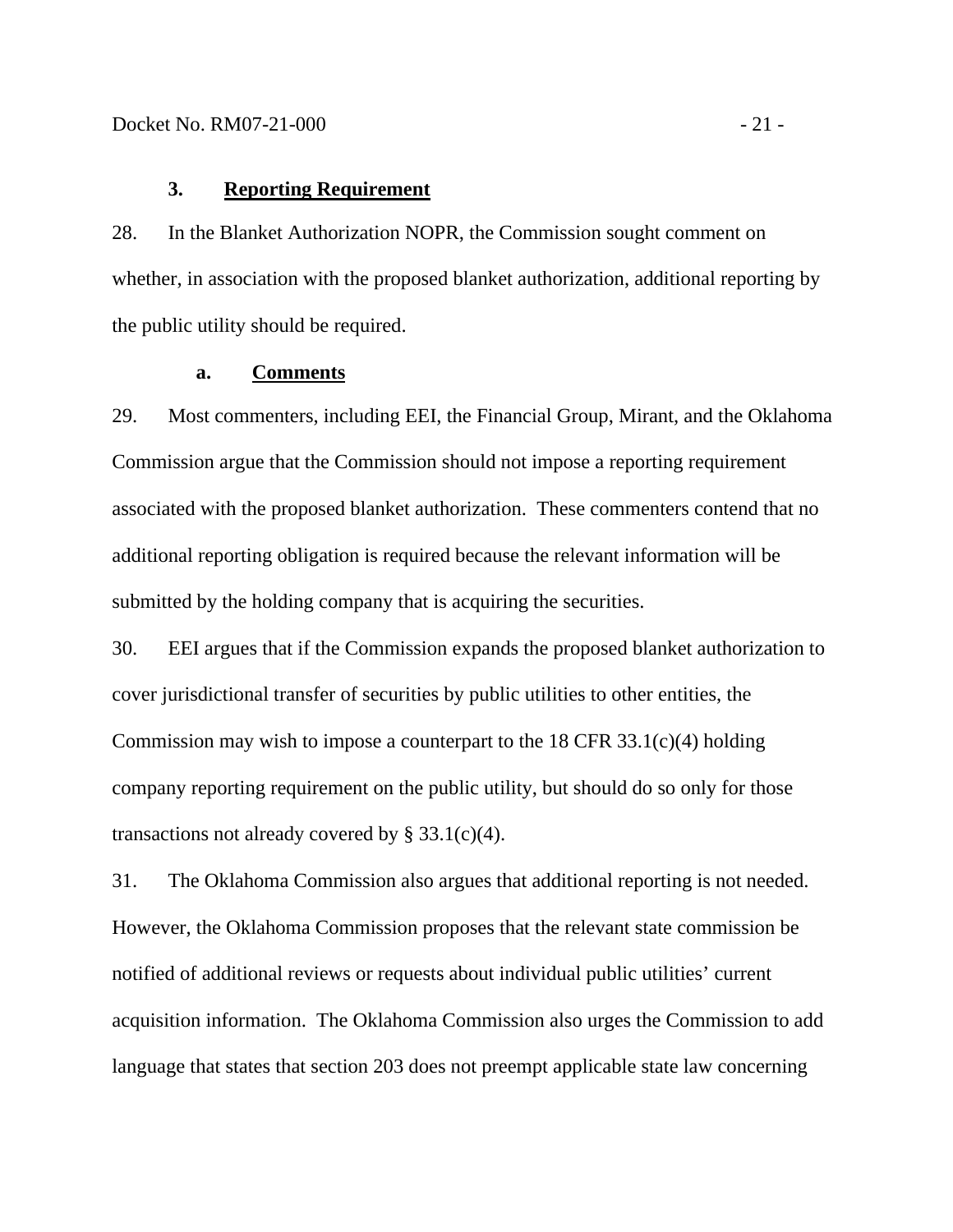### 3. Reporting Requirement

28. In the Blanket Authorization NOPR, the Commission sought comment on whether, in association with the proposed blanket authorization, additional reporting by the public utility should be required.

#### a. Comments

29. Most commenters, including EEI, the Financial Group, Mirant, and the Oklahoma Commission argue that the Commission should not impose a reporting requirement associated with the proposed blanket authorization. These commenters contend that no additional reporting obligation is required because the relevant information will be submitted by the holding company that is acquiring the securities.

30. EEI argues that if the Commission expands the proposed blanket authorization to cover jurisdictional transfer of securities by public utilities to other entities, the Commission may wish to impose a counterpart to the 18 CFR 33.1(c)(4) holding company reporting requirement on the public utility, but should do so only for those transactions not already covered by § 33.1(c)(4).

31. The Oklahoma Commission also argues that additional reporting is not needed. However, the Oklahoma Commission proposes that the relevant state commission be notified of additional reviews or requests about individual public utilities' current acquisition information. The Oklahoma Commission also urges the Commission to add language that states that section 203 does not preempt applicable state law concerning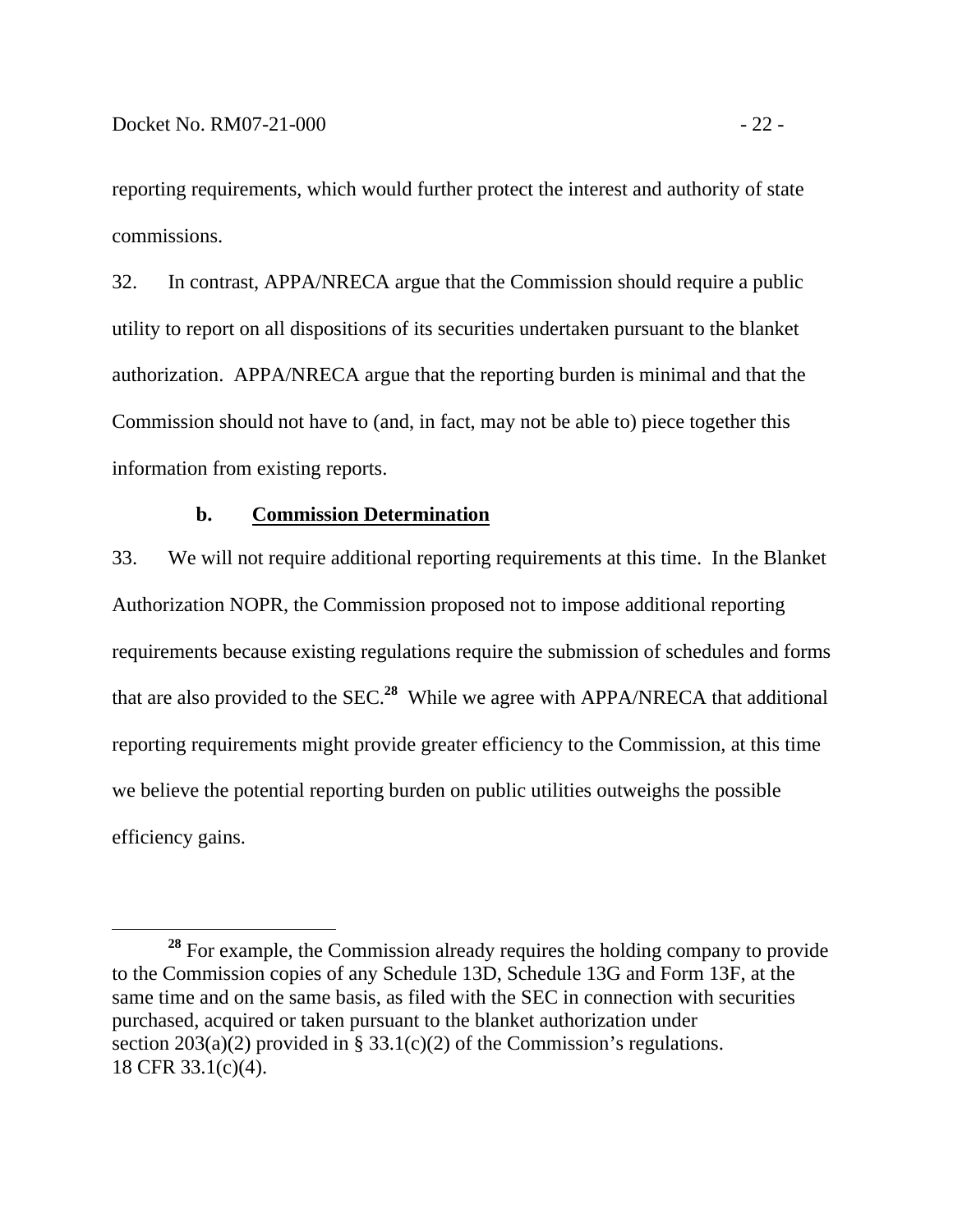reporting requirements, which would further protect the interest and authority of state commissions.

32. In contrast, APPA/NRECA argue that the Commission should require a public utility to report on all dispositions of its securities undertaken pursuant to the blanket authorization. APPA/NRECA argue that the reporting burden is minimal and that the Commission should not have to (and, in fact, may not be able to) piece together this information from existing reports.

### b. Commission Determination

33. We will not require additional reporting requirements at this time. In the Blanket Authorization NOPR, the Commission proposed not to impose additional reporting requirements because existing regulations require the submission of schedules and forms that are also provided to the SEC.[28] While we agree with APPA/NRECA that additional reporting requirements might provide greater efficiency to the Commission, at this time we believe the potential reporting burden on public utilities outweighs the possible efficiency gains.

---

[28] For example, the Commission already requires the holding company to provide to the Commission copies of any Schedule 13D, Schedule 13G and Form 13F, at the same time and on the same basis, as filed with the SEC in connection with securities purchased, acquired or taken pursuant to the blanket authorization under section 203(a)(2) provided in § 33.1(c)(2) of the Commission's regulations. 18 CFR 33.1(c)(4).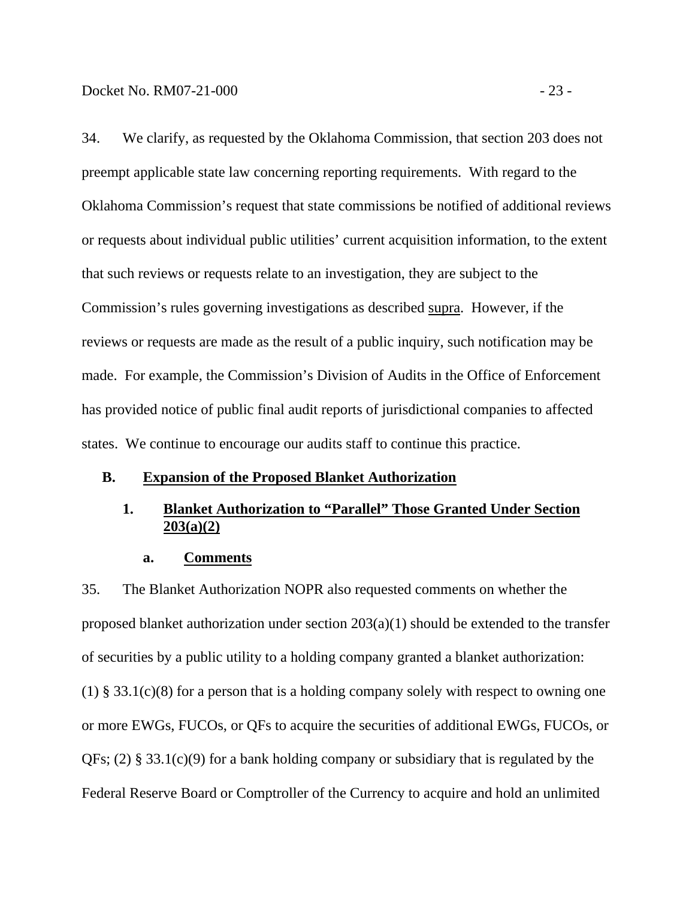34. We clarify, as requested by the Oklahoma Commission, that section 203 does not preempt applicable state law concerning reporting requirements. With regard to the Oklahoma Commission's request that state commissions be notified of additional reviews or requests about individual public utilities' current acquisition information, to the extent that such reviews or requests relate to an investigation, they are subject to the Commission's rules governing investigations as described supra. However, if the reviews or requests are made as the result of a public inquiry, such notification may be made. For example, the Commission's Division of Audits in the Office of Enforcement has provided notice of public final audit reports of jurisdictional companies to affected states. We continue to encourage our audits staff to continue this practice.

## B. Expansion of the Proposed Blanket Authorization

### 1. Blanket Authorization to "Parallel" Those Granted Under Section 203(a)(2)

#### a. Comments

35. The Blanket Authorization NOPR also requested comments on whether the proposed blanket authorization under section 203(a)(1) should be extended to the transfer of securities by a public utility to a holding company granted a blanket authorization: (1) § 33.1(c)(8) for a person that is a holding company solely with respect to owning one or more EWGs, FUCOs, or QFs to acquire the securities of additional EWGs, FUCOs, or QFs; (2) § 33.1(c)(9) for a bank holding company or subsidiary that is regulated by the Federal Reserve Board or Comptroller of the Currency to acquire and hold an unlimited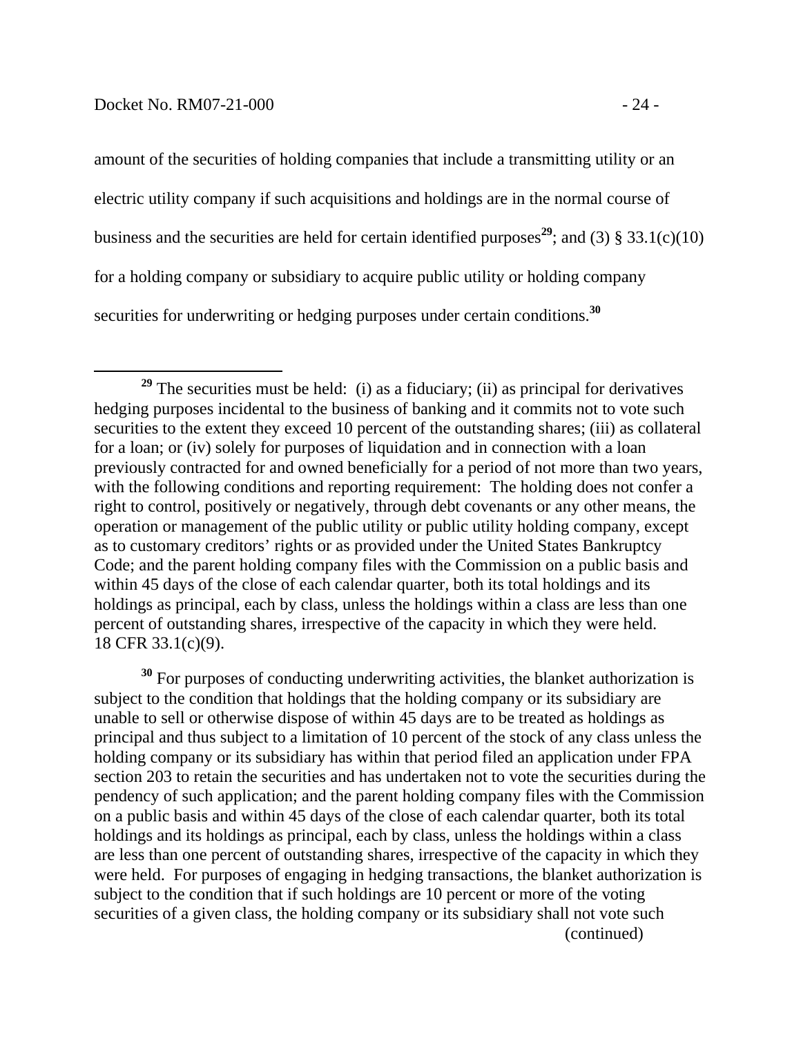amount of the securities of holding companies that include a transmitting utility or an electric utility company if such acquisitions and holdings are in the normal course of business and the securities are held for certain identified purposes[29]; and (3) § 33.1(c)(10) for a holding company or subsidiary to acquire public utility or holding company securities for underwriting or hedging purposes under certain conditions.[30]

---

[29] The securities must be held: (i) as a fiduciary; (ii) as principal for derivatives hedging purposes incidental to the business of banking and it commits not to vote such securities to the extent they exceed 10 percent of the outstanding shares; (iii) as collateral for a loan; or (iv) solely for purposes of liquidation and in connection with a loan previously contracted for and owned beneficially for a period of not more than two years, with the following conditions and reporting requirement: The holding does not confer a right to control, positively or negatively, through debt covenants or any other means, the operation or management of the public utility or public utility holding company, except as to customary creditors' rights or as provided under the United States Bankruptcy Code; and the parent holding company files with the Commission on a public basis and within 45 days of the close of each calendar quarter, both its total holdings and its holdings as principal, each by class, unless the holdings within a class are less than one percent of outstanding shares, irrespective of the capacity in which they were held. 18 CFR 33.1(c)(9).

[30] For purposes of conducting underwriting activities, the blanket authorization is subject to the condition that holdings that the holding company or its subsidiary are unable to sell or otherwise dispose of within 45 days are to be treated as holdings as principal and thus subject to a limitation of 10 percent of the stock of any class unless the holding company or its subsidiary has within that period filed an application under FPA section 203 to retain the securities and has undertaken not to vote the securities during the pendency of such application; and the parent holding company files with the Commission on a public basis and within 45 days of the close of each calendar quarter, both its total holdings and its holdings as principal, each by class, unless the holdings within a class are less than one percent of outstanding shares, irrespective of the capacity in which they were held. For purposes of engaging in hedging transactions, the blanket authorization is subject to the condition that if such holdings are 10 percent or more of the voting securities of a given class, the holding company or its subsidiary shall not vote such

(continued)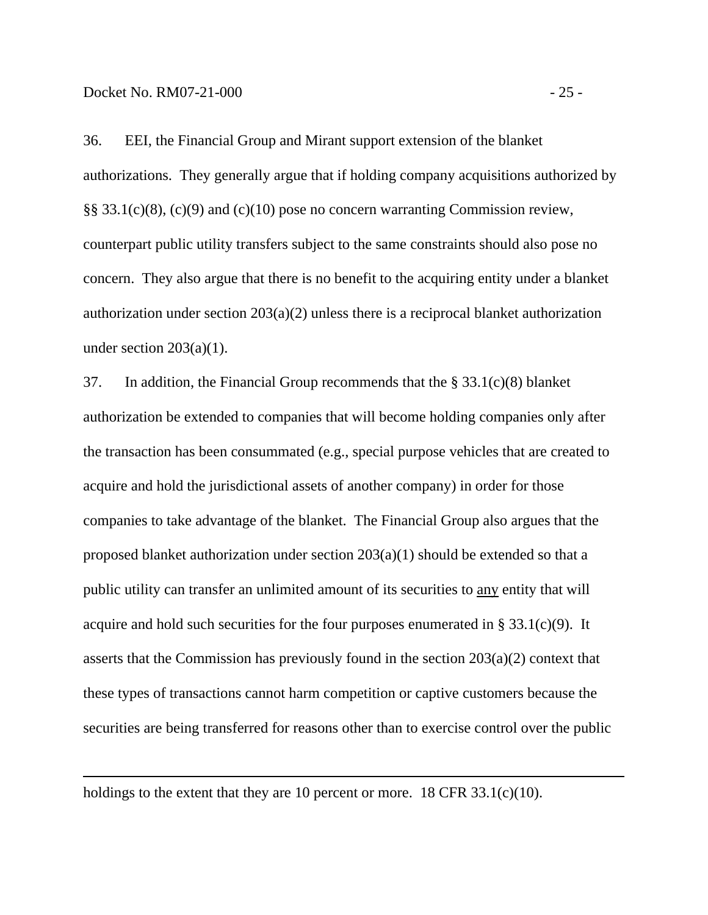36. EEI, the Financial Group and Mirant support extension of the blanket authorizations. They generally argue that if holding company acquisitions authorized by §§ 33.1(c)(8), (c)(9) and (c)(10) pose no concern warranting Commission review, counterpart public utility transfers subject to the same constraints should also pose no concern. They also argue that there is no benefit to the acquiring entity under a blanket authorization under section 203(a)(2) unless there is a reciprocal blanket authorization under section 203(a)(1).

37. In addition, the Financial Group recommends that the § 33.1(c)(8) blanket authorization be extended to companies that will become holding companies only after the transaction has been consummated (e.g., special purpose vehicles that are created to acquire and hold the jurisdictional assets of another company) in order for those companies to take advantage of the blanket. The Financial Group also argues that the proposed blanket authorization under section 203(a)(1) should be extended so that a public utility can transfer an unlimited amount of its securities to <u>any</u> entity that will acquire and hold such securities for the four purposes enumerated in § 33.1(c)(9). It asserts that the Commission has previously found in the section 203(a)(2) context that these types of transactions cannot harm competition or captive customers because the securities are being transferred for reasons other than to exercise control over the public

---

holdings to the extent that they are 10 percent or more. 18 CFR 33.1(c)(10).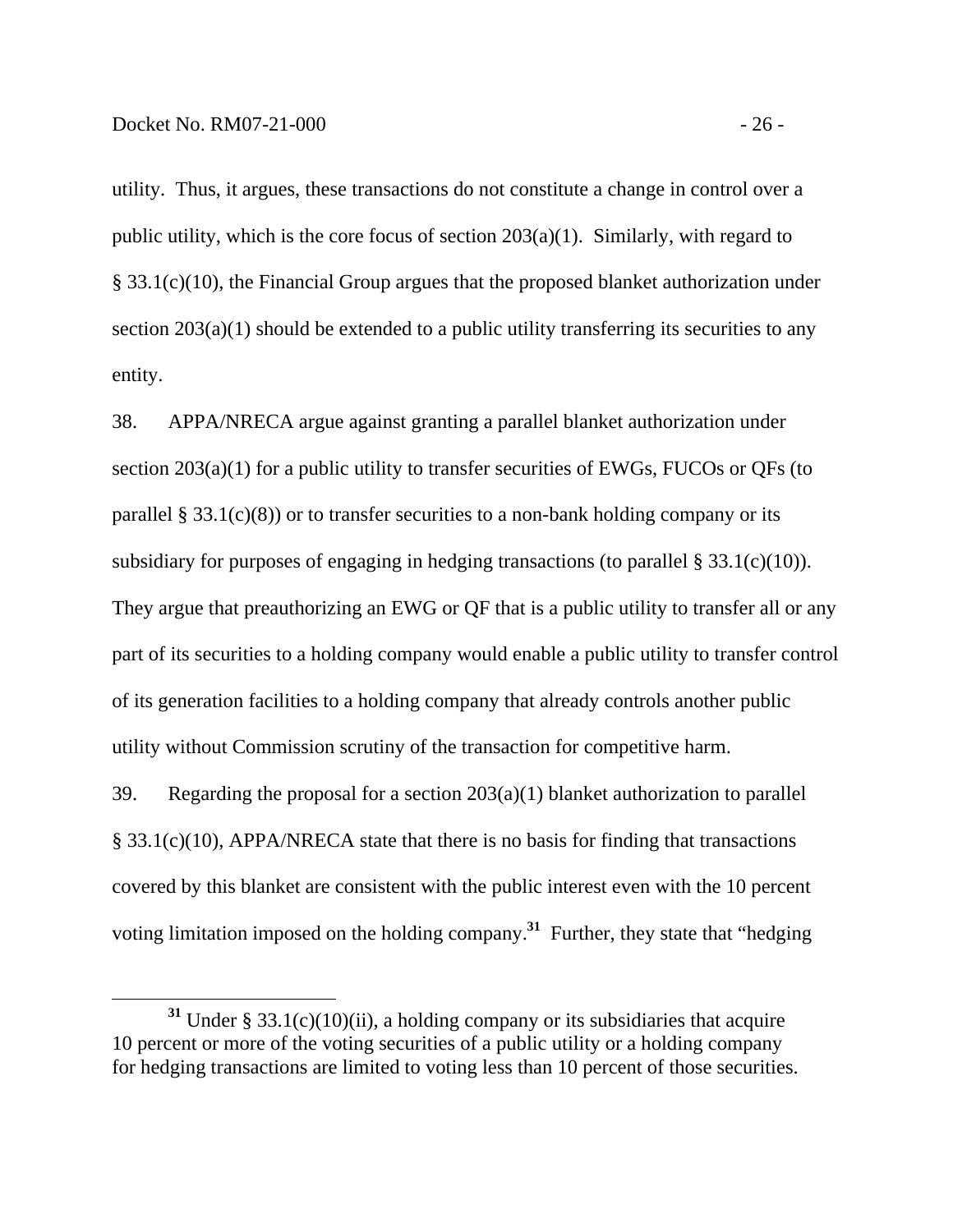utility. Thus, it argues, these transactions do not constitute a change in control over a public utility, which is the core focus of section 203(a)(1). Similarly, with regard to § 33.1(c)(10), the Financial Group argues that the proposed blanket authorization under section 203(a)(1) should be extended to a public utility transferring its securities to any entity.

38. APPA/NRECA argue against granting a parallel blanket authorization under section 203(a)(1) for a public utility to transfer securities of EWGs, FUCOs or QFs (to parallel § 33.1(c)(8)) or to transfer securities to a non-bank holding company or its subsidiary for purposes of engaging in hedging transactions (to parallel § 33.1(c)(10)). They argue that preauthorizing an EWG or QF that is a public utility to transfer all or any part of its securities to a holding company would enable a public utility to transfer control of its generation facilities to a holding company that already controls another public utility without Commission scrutiny of the transaction for competitive harm.

39. Regarding the proposal for a section 203(a)(1) blanket authorization to parallel § 33.1(c)(10), APPA/NRECA state that there is no basis for finding that transactions covered by this blanket are consistent with the public interest even with the 10 percent voting limitation imposed on the holding company.[31] Further, they state that "hedging

[31] Under § 33.1(c)(10)(ii), a holding company or its subsidiaries that acquire 10 percent or more of the voting securities of a public utility or a holding company for hedging transactions are limited to voting less than 10 percent of those securities.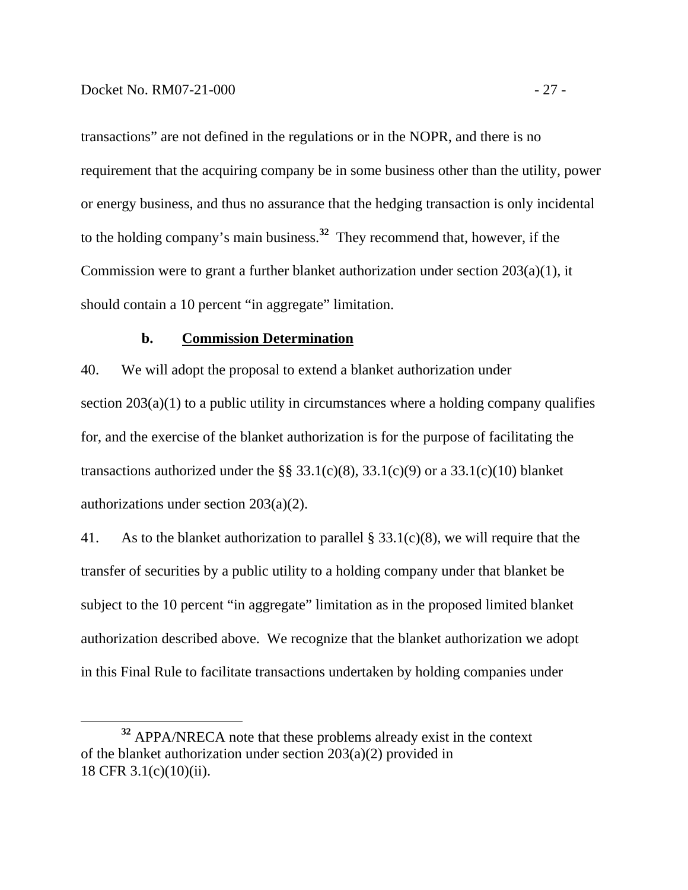transactions" are not defined in the regulations or in the NOPR, and there is no requirement that the acquiring company be in some business other than the utility, power or energy business, and thus no assurance that the hedging transaction is only incidental to the holding company's main business.[32] They recommend that, however, if the Commission were to grant a further blanket authorization under section 203(a)(1), it should contain a 10 percent "in aggregate" limitation.

#### b. Commission Determination

40. We will adopt the proposal to extend a blanket authorization under section 203(a)(1) to a public utility in circumstances where a holding company qualifies for, and the exercise of the blanket authorization is for the purpose of facilitating the transactions authorized under the §§ 33.1(c)(8), 33.1(c)(9) or a 33.1(c)(10) blanket authorizations under section 203(a)(2).

41. As to the blanket authorization to parallel § 33.1(c)(8), we will require that the transfer of securities by a public utility to a holding company under that blanket be subject to the 10 percent "in aggregate" limitation as in the proposed limited blanket authorization described above. We recognize that the blanket authorization we adopt in this Final Rule to facilitate transactions undertaken by holding companies under

---

[32] APPA/NRECA note that these problems already exist in the context of the blanket authorization under section 203(a)(2) provided in 18 CFR 3.1(c)(10)(ii).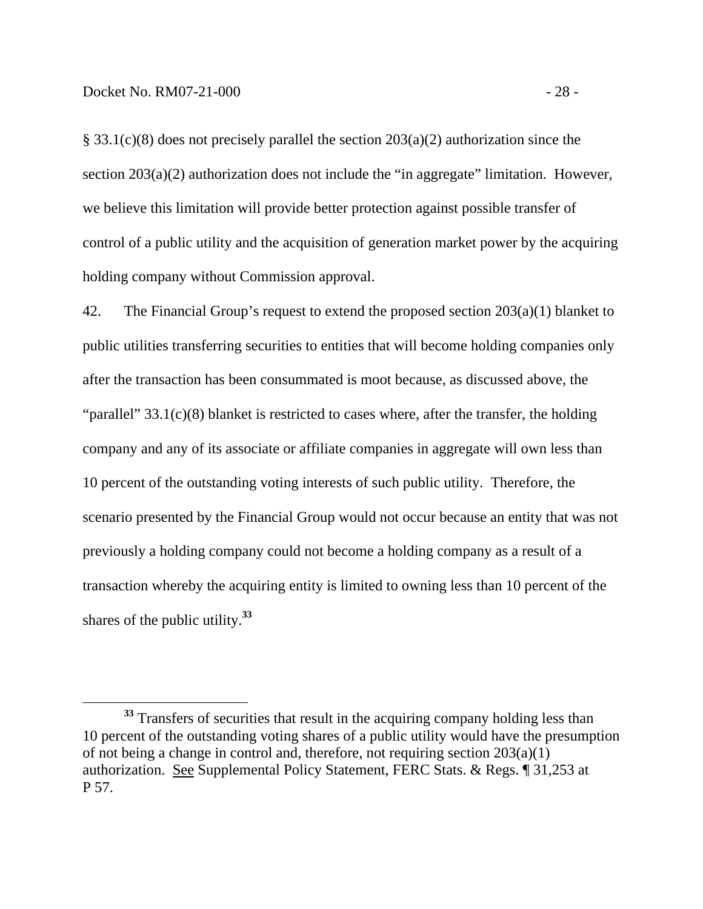§ 33.1(c)(8) does not precisely parallel the section 203(a)(2) authorization since the section 203(a)(2) authorization does not include the "in aggregate" limitation. However, we believe this limitation will provide better protection against possible transfer of control of a public utility and the acquisition of generation market power by the acquiring holding company without Commission approval.

42. The Financial Group's request to extend the proposed section 203(a)(1) blanket to public utilities transferring securities to entities that will become holding companies only after the transaction has been consummated is moot because, as discussed above, the "parallel" 33.1(c)(8) blanket is restricted to cases where, after the transfer, the holding company and any of its associate or affiliate companies in aggregate will own less than 10 percent of the outstanding voting interests of such public utility. Therefore, the scenario presented by the Financial Group would not occur because an entity that was not previously a holding company could not become a holding company as a result of a transaction whereby the acquiring entity is limited to owning less than 10 percent of the shares of the public utility.[33]

[33] Transfers of securities that result in the acquiring company holding less than 10 percent of the outstanding voting shares of a public utility would have the presumption of not being a change in control and, therefore, not requiring section 203(a)(1) authorization. See Supplemental Policy Statement, FERC Stats. & Regs. ¶ 31,253 at P 57.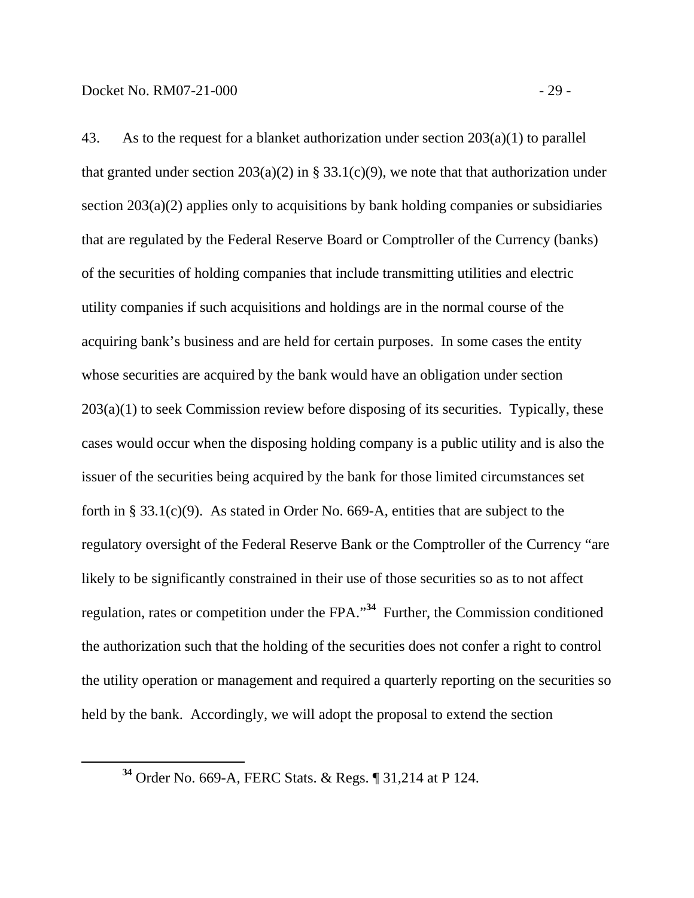43. As to the request for a blanket authorization under section 203(a)(1) to parallel that granted under section 203(a)(2) in § 33.1(c)(9), we note that that authorization under section 203(a)(2) applies only to acquisitions by bank holding companies or subsidiaries that are regulated by the Federal Reserve Board or Comptroller of the Currency (banks) of the securities of holding companies that include transmitting utilities and electric utility companies if such acquisitions and holdings are in the normal course of the acquiring bank's business and are held for certain purposes. In some cases the entity whose securities are acquired by the bank would have an obligation under section 203(a)(1) to seek Commission review before disposing of its securities. Typically, these cases would occur when the disposing holding company is a public utility and is also the issuer of the securities being acquired by the bank for those limited circumstances set forth in § 33.1(c)(9). As stated in Order No. 669-A, entities that are subject to the regulatory oversight of the Federal Reserve Bank or the Comptroller of the Currency "are likely to be significantly constrained in their use of those securities so as to not affect regulation, rates or competition under the FPA."[34] Further, the Commission conditioned the authorization such that the holding of the securities does not confer a right to control the utility operation or management and required a quarterly reporting on the securities so held by the bank. Accordingly, we will adopt the proposal to extend the section

[34] Order No. 669-A, FERC Stats. & Regs. ¶ 31,214 at P 124.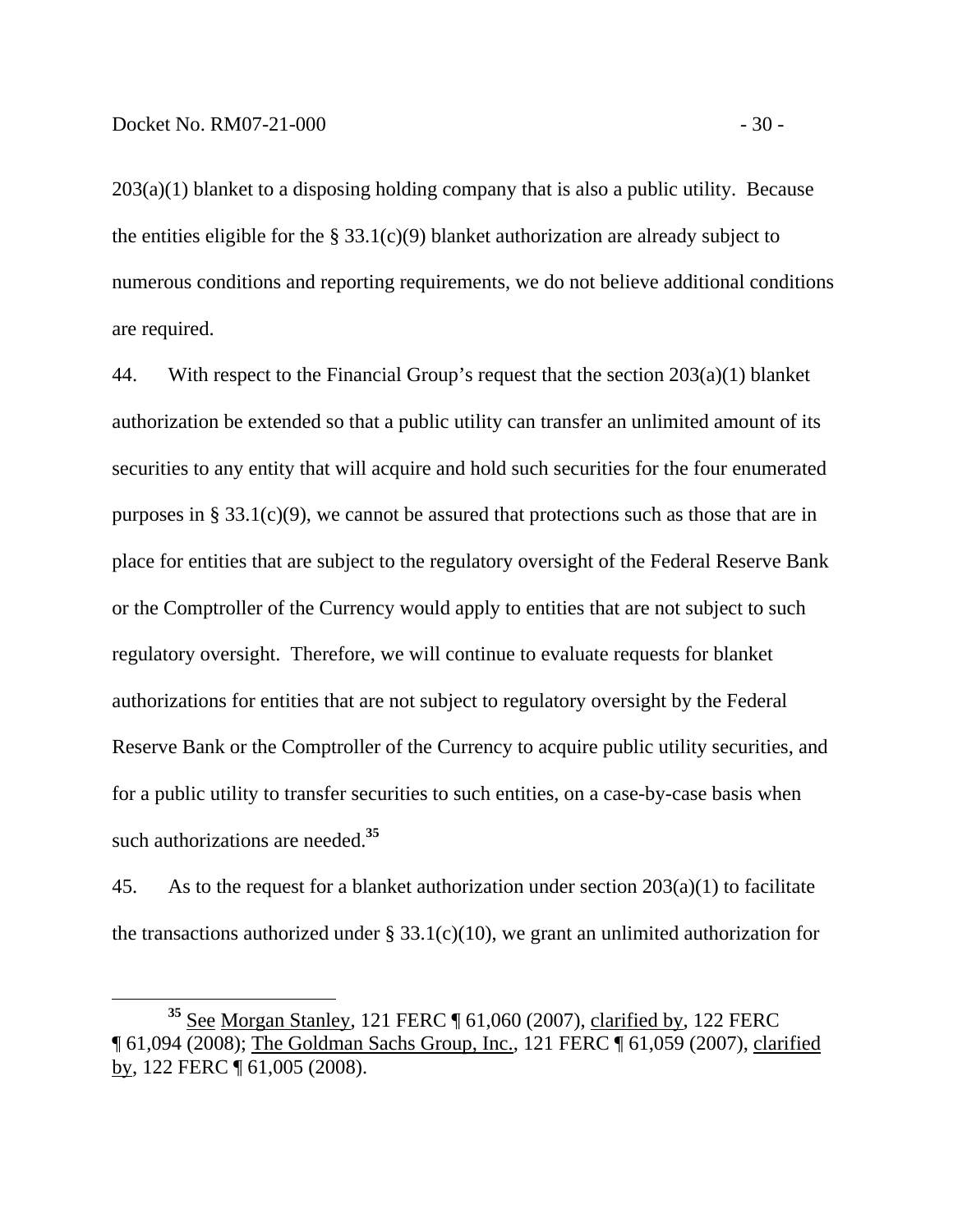203(a)(1) blanket to a disposing holding company that is also a public utility. Because the entities eligible for the § 33.1(c)(9) blanket authorization are already subject to numerous conditions and reporting requirements, we do not believe additional conditions are required.

44. With respect to the Financial Group's request that the section 203(a)(1) blanket authorization be extended so that a public utility can transfer an unlimited amount of its securities to any entity that will acquire and hold such securities for the four enumerated purposes in § 33.1(c)(9), we cannot be assured that protections such as those that are in place for entities that are subject to the regulatory oversight of the Federal Reserve Bank or the Comptroller of the Currency would apply to entities that are not subject to such regulatory oversight. Therefore, we will continue to evaluate requests for blanket authorizations for entities that are not subject to regulatory oversight by the Federal Reserve Bank or the Comptroller of the Currency to acquire public utility securities, and for a public utility to transfer securities to such entities, on a case-by-case basis when such authorizations are needed.[35]

45. As to the request for a blanket authorization under section 203(a)(1) to facilitate the transactions authorized under § 33.1(c)(10), we grant an unlimited authorization for

---

[35] See Morgan Stanley, 121 FERC ¶ 61,060 (2007), clarified by, 122 FERC ¶ 61,094 (2008); The Goldman Sachs Group, Inc., 121 FERC ¶ 61,059 (2007), clarified by, 122 FERC ¶ 61,005 (2008).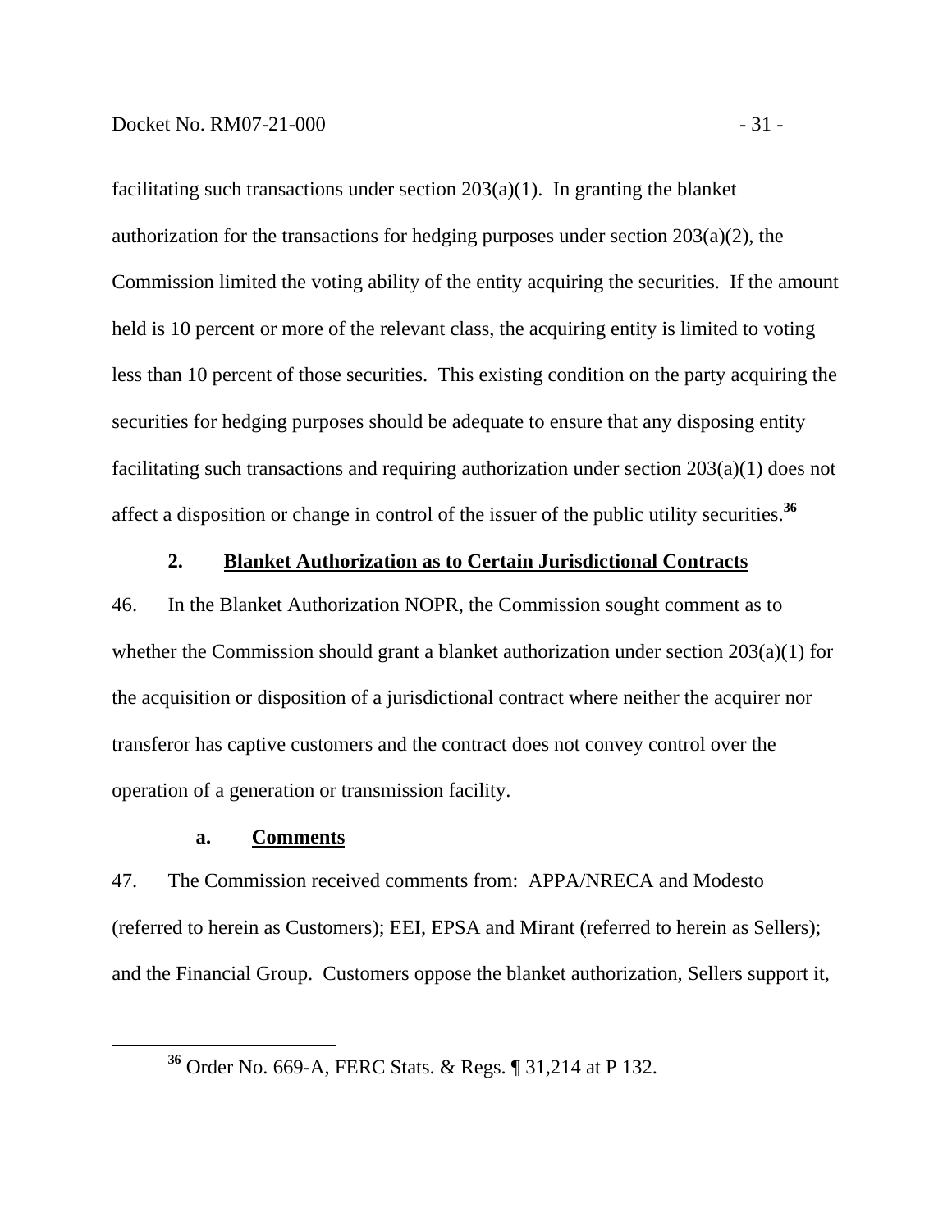facilitating such transactions under section 203(a)(1). In granting the blanket authorization for the transactions for hedging purposes under section 203(a)(2), the Commission limited the voting ability of the entity acquiring the securities. If the amount held is 10 percent or more of the relevant class, the acquiring entity is limited to voting less than 10 percent of those securities. This existing condition on the party acquiring the securities for hedging purposes should be adequate to ensure that any disposing entity facilitating such transactions and requiring authorization under section 203(a)(1) does not affect a disposition or change in control of the issuer of the public utility securities.[36]

### 2. Blanket Authorization as to Certain Jurisdictional Contracts

46. In the Blanket Authorization NOPR, the Commission sought comment as to whether the Commission should grant a blanket authorization under section 203(a)(1) for the acquisition or disposition of a jurisdictional contract where neither the acquirer nor transferor has captive customers and the contract does not convey control over the operation of a generation or transmission facility.

#### a. Comments

47. The Commission received comments from: APPA/NRECA and Modesto (referred to herein as Customers); EEI, EPSA and Mirant (referred to herein as Sellers); and the Financial Group. Customers oppose the blanket authorization, Sellers support it,

---

[36] Order No. 669-A, FERC Stats. & Regs. ¶ 31,214 at P 132.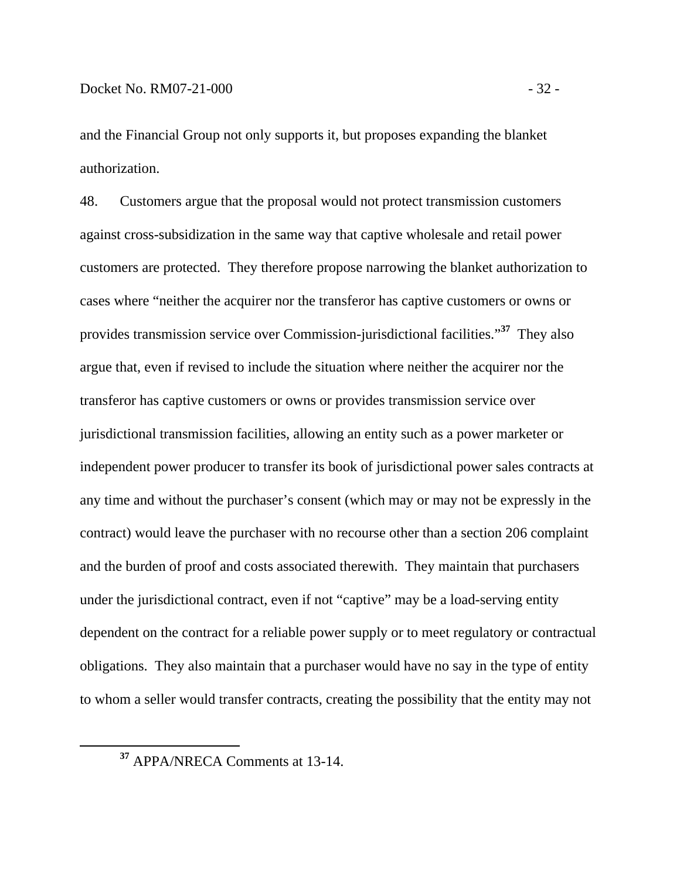and the Financial Group not only supports it, but proposes expanding the blanket authorization.

48. Customers argue that the proposal would not protect transmission customers against cross-subsidization in the same way that captive wholesale and retail power customers are protected. They therefore propose narrowing the blanket authorization to cases where "neither the acquirer nor the transferor has captive customers or owns or provides transmission service over Commission-jurisdictional facilities."[37] They also argue that, even if revised to include the situation where neither the acquirer nor the transferor has captive customers or owns or provides transmission service over jurisdictional transmission facilities, allowing an entity such as a power marketer or independent power producer to transfer its book of jurisdictional power sales contracts at any time and without the purchaser's consent (which may or may not be expressly in the contract) would leave the purchaser with no recourse other than a section 206 complaint and the burden of proof and costs associated therewith. They maintain that purchasers under the jurisdictional contract, even if not "captive" may be a load-serving entity dependent on the contract for a reliable power supply or to meet regulatory or contractual obligations. They also maintain that a purchaser would have no say in the type of entity to whom a seller would transfer contracts, creating the possibility that the entity may not

[37] APPA/NRECA Comments at 13-14.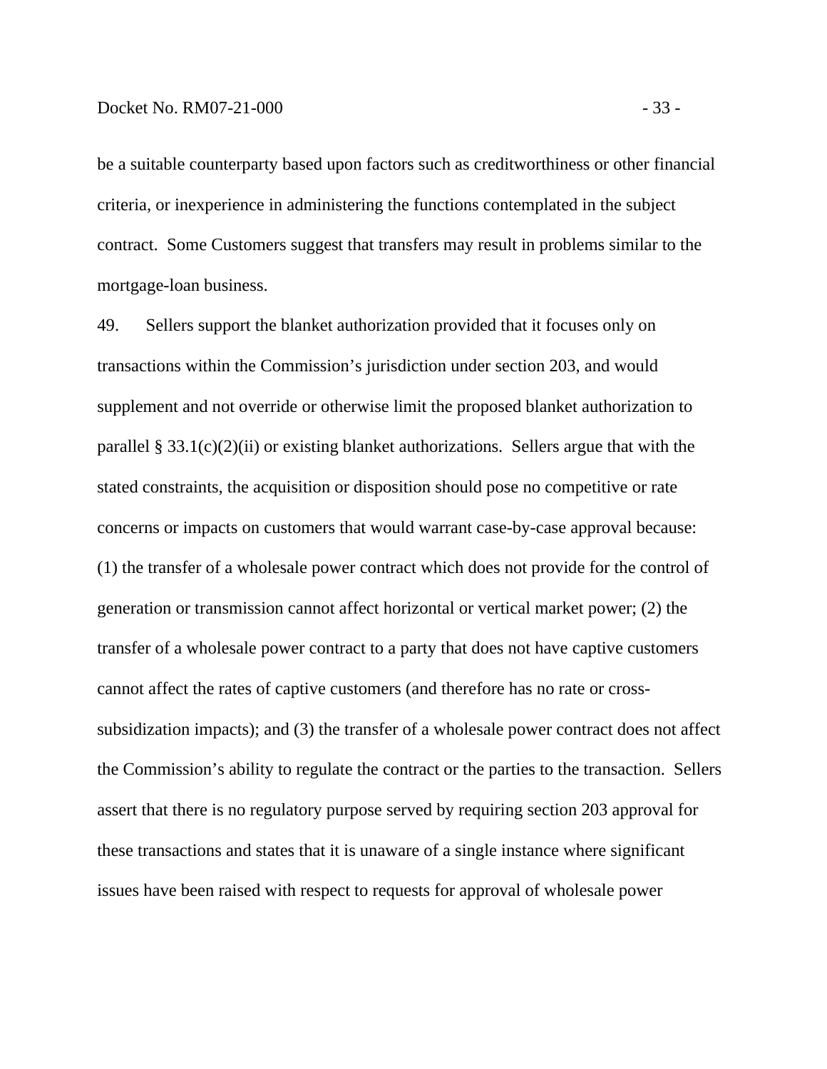be a suitable counterparty based upon factors such as creditworthiness or other financial criteria, or inexperience in administering the functions contemplated in the subject contract. Some Customers suggest that transfers may result in problems similar to the mortgage-loan business.

49. Sellers support the blanket authorization provided that it focuses only on transactions within the Commission's jurisdiction under section 203, and would supplement and not override or otherwise limit the proposed blanket authorization to parallel § 33.1(c)(2)(ii) or existing blanket authorizations. Sellers argue that with the stated constraints, the acquisition or disposition should pose no competitive or rate concerns or impacts on customers that would warrant case-by-case approval because: (1) the transfer of a wholesale power contract which does not provide for the control of generation or transmission cannot affect horizontal or vertical market power; (2) the transfer of a wholesale power contract to a party that does not have captive customers cannot affect the rates of captive customers (and therefore has no rate or cross-subsidization impacts); and (3) the transfer of a wholesale power contract does not affect the Commission's ability to regulate the contract or the parties to the transaction. Sellers assert that there is no regulatory purpose served by requiring section 203 approval for these transactions and states that it is unaware of a single instance where significant issues have been raised with respect to requests for approval of wholesale power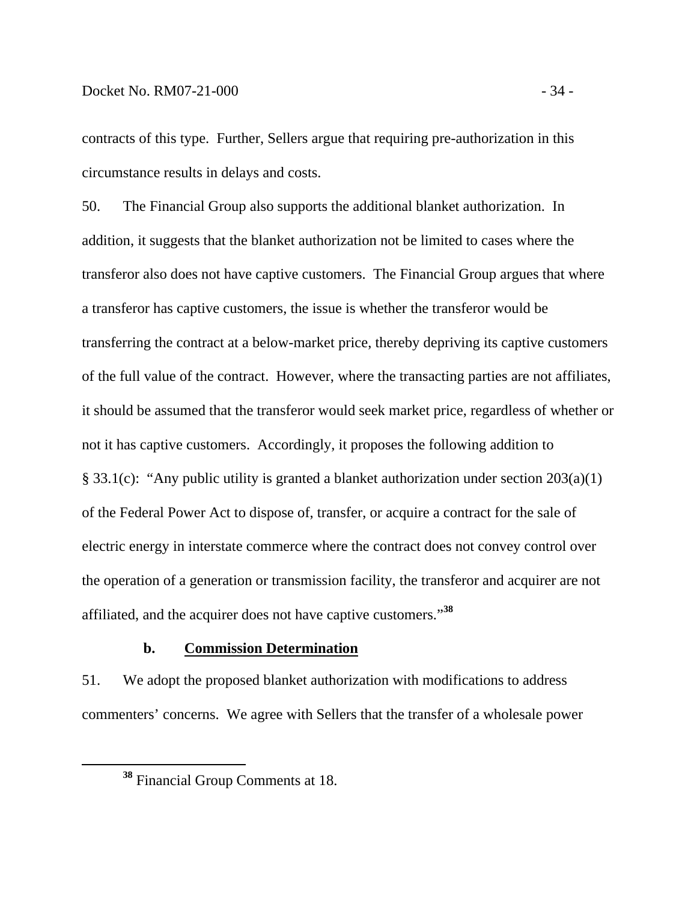contracts of this type. Further, Sellers argue that requiring pre-authorization in this circumstance results in delays and costs.

50. The Financial Group also supports the additional blanket authorization. In addition, it suggests that the blanket authorization not be limited to cases where the transferor also does not have captive customers. The Financial Group argues that where a transferor has captive customers, the issue is whether the transferor would be transferring the contract at a below-market price, thereby depriving its captive customers of the full value of the contract. However, where the transacting parties are not affiliates, it should be assumed that the transferor would seek market price, regardless of whether or not it has captive customers. Accordingly, it proposes the following addition to § 33.1(c): "Any public utility is granted a blanket authorization under section 203(a)(1) of the Federal Power Act to dispose of, transfer, or acquire a contract for the sale of electric energy in interstate commerce where the contract does not convey control over the operation of a generation or transmission facility, the transferor and acquirer are not affiliated, and the acquirer does not have captive customers."[38]

### b. Commission Determination

51. We adopt the proposed blanket authorization with modifications to address commenters' concerns. We agree with Sellers that the transfer of a wholesale power

[38] Financial Group Comments at 18.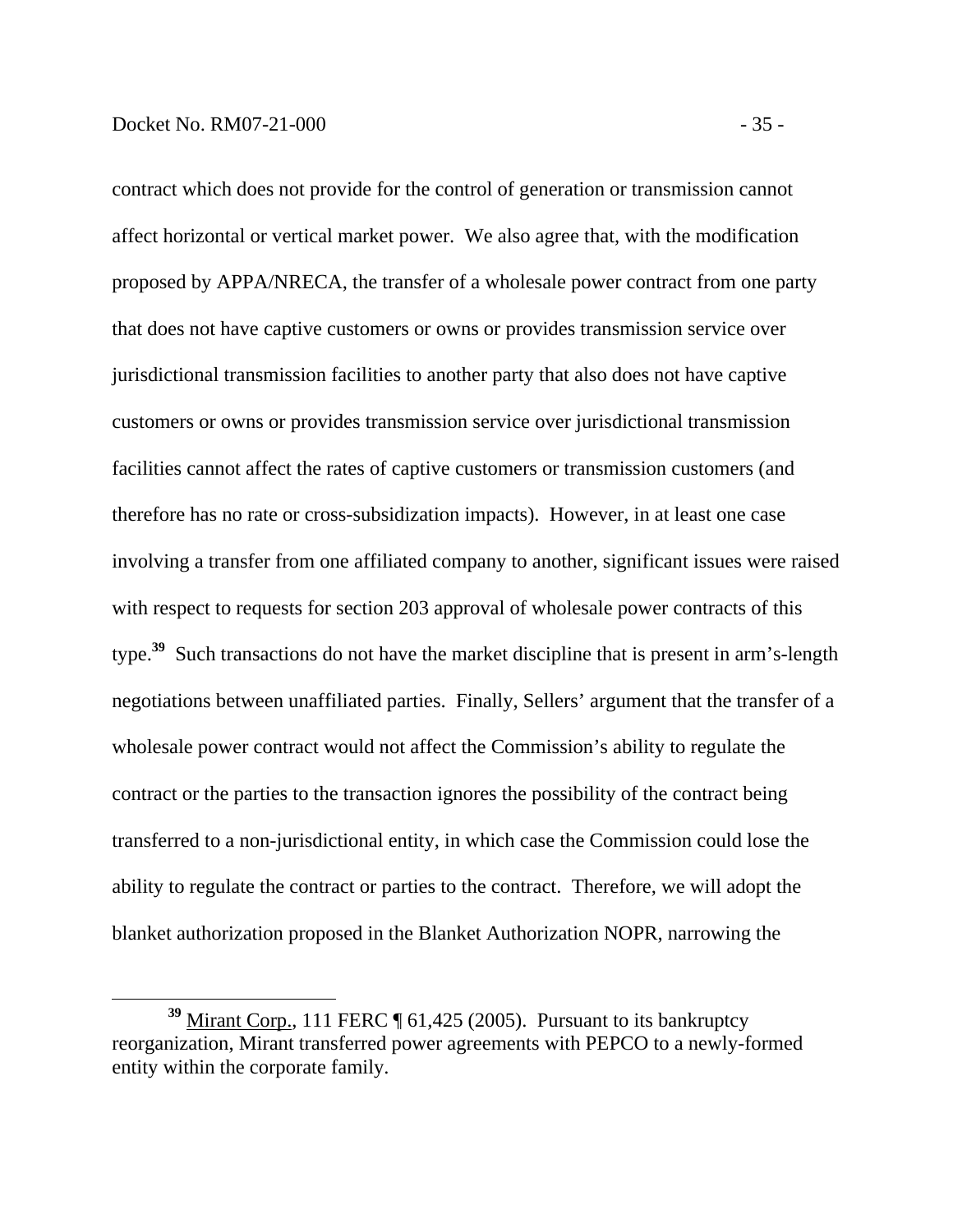contract which does not provide for the control of generation or transmission cannot affect horizontal or vertical market power. We also agree that, with the modification proposed by APPA/NRECA, the transfer of a wholesale power contract from one party that does not have captive customers or owns or provides transmission service over jurisdictional transmission facilities to another party that also does not have captive customers or owns or provides transmission service over jurisdictional transmission facilities cannot affect the rates of captive customers or transmission customers (and therefore has no rate or cross-subsidization impacts). However, in at least one case involving a transfer from one affiliated company to another, significant issues were raised with respect to requests for section 203 approval of wholesale power contracts of this type.[39] Such transactions do not have the market discipline that is present in arm's-length negotiations between unaffiliated parties. Finally, Sellers' argument that the transfer of a wholesale power contract would not affect the Commission's ability to regulate the contract or the parties to the transaction ignores the possibility of the contract being transferred to a non-jurisdictional entity, in which case the Commission could lose the ability to regulate the contract or parties to the contract. Therefore, we will adopt the blanket authorization proposed in the Blanket Authorization NOPR, narrowing the

[39] Mirant Corp., 111 FERC ¶ 61,425 (2005). Pursuant to its bankruptcy reorganization, Mirant transferred power agreements with PEPCO to a newly-formed entity within the corporate family.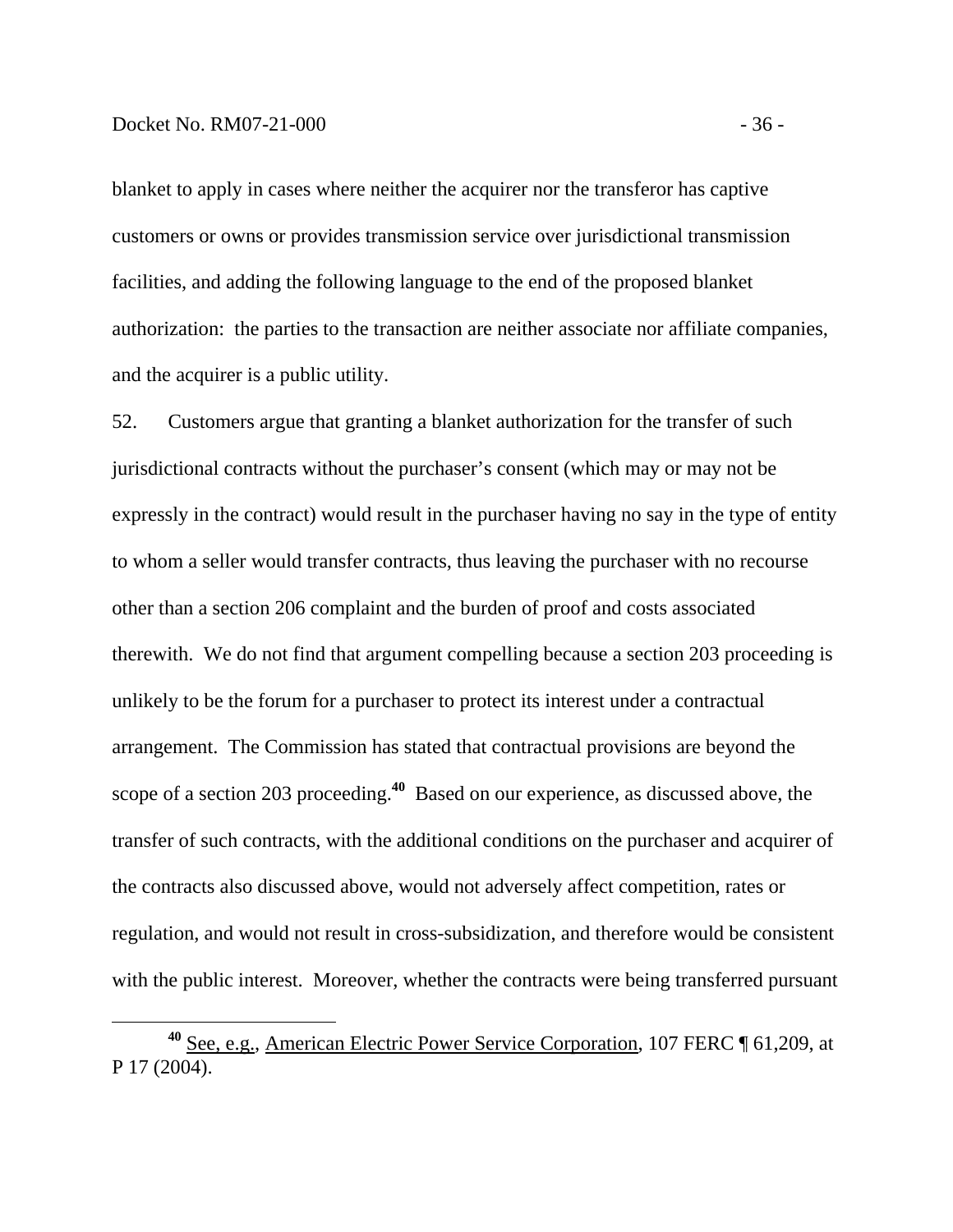blanket to apply in cases where neither the acquirer nor the transferor has captive customers or owns or provides transmission service over jurisdictional transmission facilities, and adding the following language to the end of the proposed blanket authorization: the parties to the transaction are neither associate nor affiliate companies, and the acquirer is a public utility.

52. Customers argue that granting a blanket authorization for the transfer of such jurisdictional contracts without the purchaser's consent (which may or may not be expressly in the contract) would result in the purchaser having no say in the type of entity to whom a seller would transfer contracts, thus leaving the purchaser with no recourse other than a section 206 complaint and the burden of proof and costs associated therewith. We do not find that argument compelling because a section 203 proceeding is unlikely to be the forum for a purchaser to protect its interest under a contractual arrangement. The Commission has stated that contractual provisions are beyond the scope of a section 203 proceeding.[40] Based on our experience, as discussed above, the transfer of such contracts, with the additional conditions on the purchaser and acquirer of the contracts also discussed above, would not adversely affect competition, rates or regulation, and would not result in cross-subsidization, and therefore would be consistent with the public interest. Moreover, whether the contracts were being transferred pursuant

[40] See, e.g., American Electric Power Service Corporation, 107 FERC ¶ 61,209, at P 17 (2004).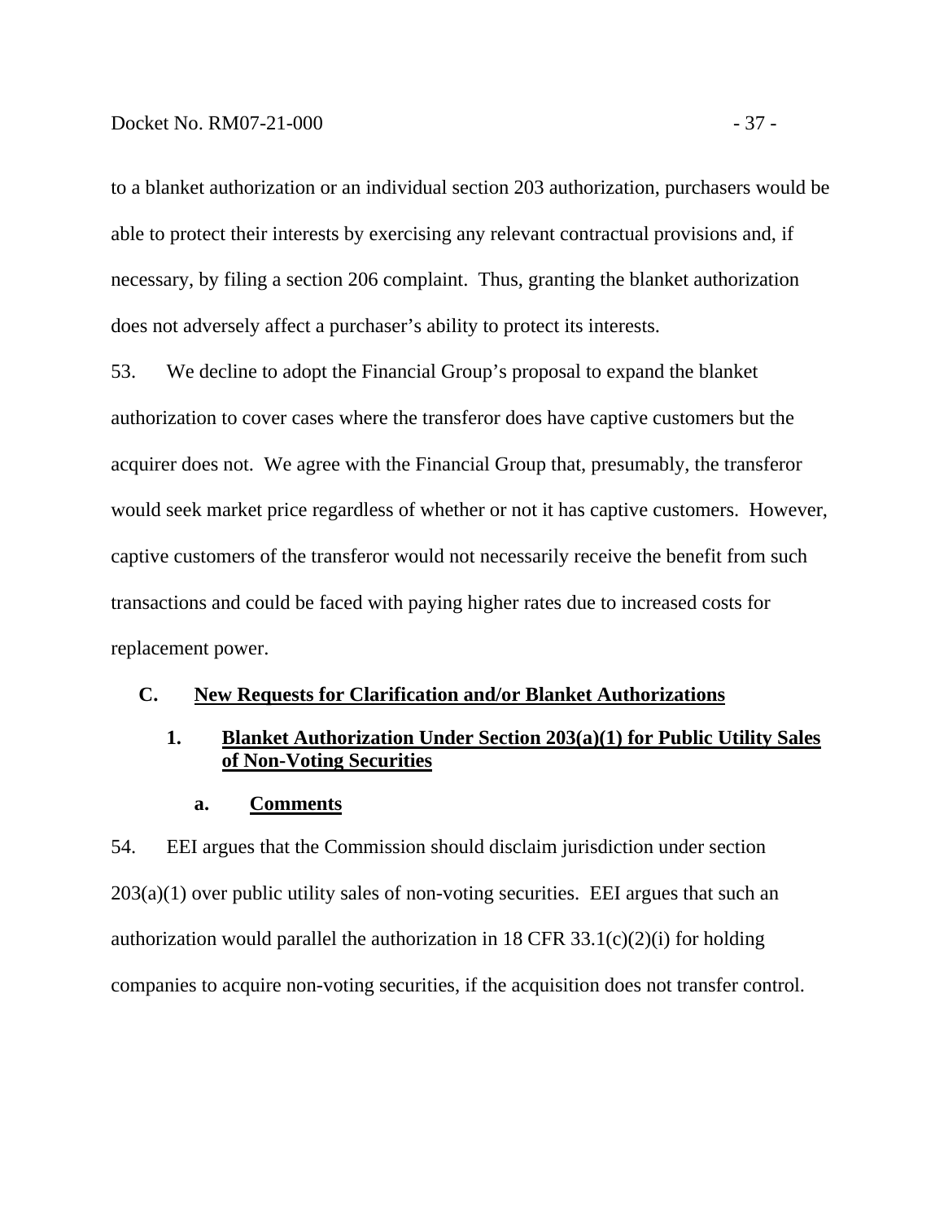to a blanket authorization or an individual section 203 authorization, purchasers would be able to protect their interests by exercising any relevant contractual provisions and, if necessary, by filing a section 206 complaint. Thus, granting the blanket authorization does not adversely affect a purchaser's ability to protect its interests.

53. We decline to adopt the Financial Group's proposal to expand the blanket authorization to cover cases where the transferor does have captive customers but the acquirer does not. We agree with the Financial Group that, presumably, the transferor would seek market price regardless of whether or not it has captive customers. However, captive customers of the transferor would not necessarily receive the benefit from such transactions and could be faced with paying higher rates due to increased costs for replacement power.

## C. New Requests for Clarification and/or Blanket Authorizations

### 1. Blanket Authorization Under Section 203(a)(1) for Public Utility Sales of Non-Voting Securities

#### a. Comments

54. EEI argues that the Commission should disclaim jurisdiction under section 203(a)(1) over public utility sales of non-voting securities. EEI argues that such an authorization would parallel the authorization in 18 CFR 33.1(c)(2)(i) for holding companies to acquire non-voting securities, if the acquisition does not transfer control.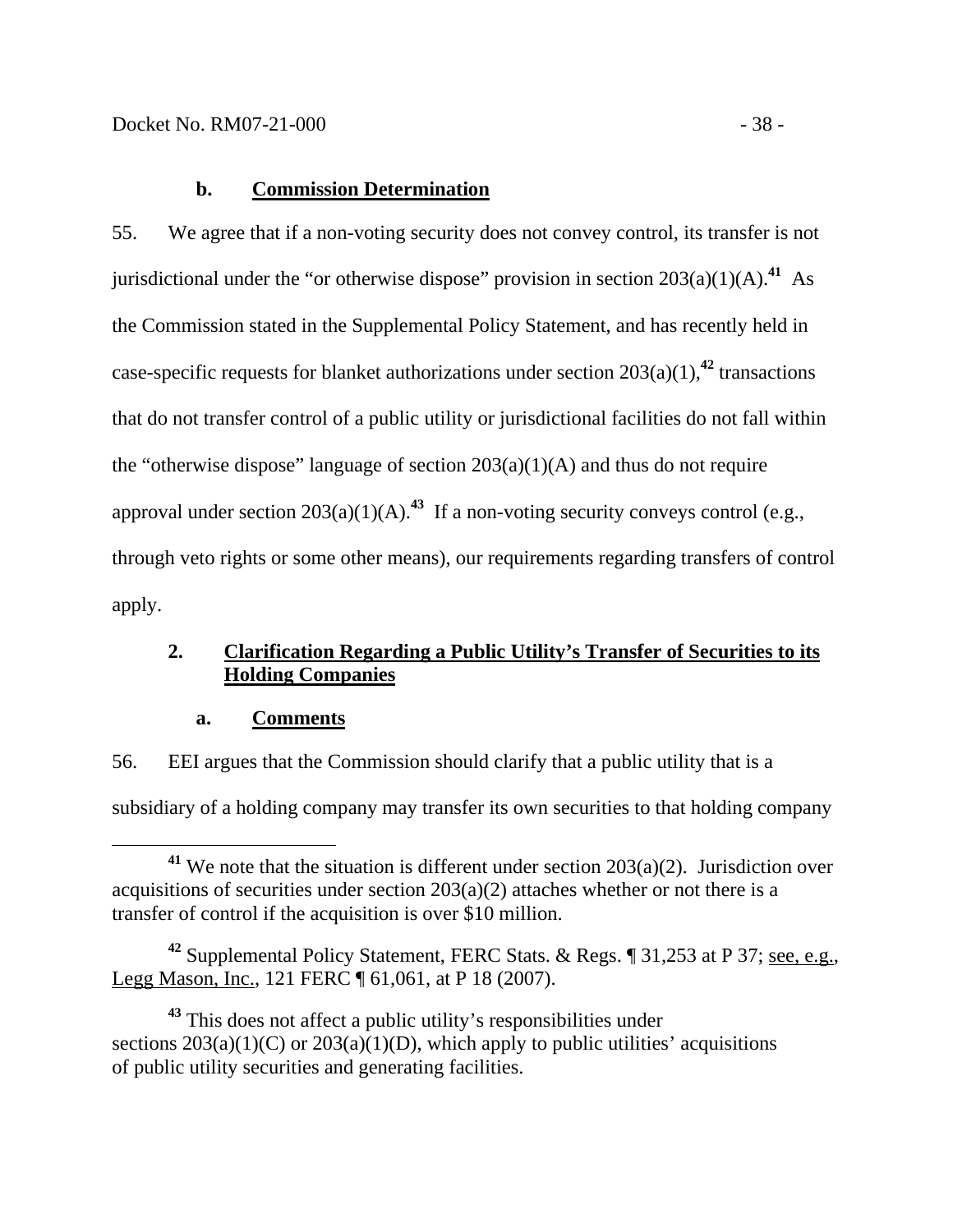### b. Commission Determination

55. We agree that if a non-voting security does not convey control, its transfer is not jurisdictional under the "or otherwise dispose" provision in section 203(a)(1)(A).[41] As the Commission stated in the Supplemental Policy Statement, and has recently held in case-specific requests for blanket authorizations under section 203(a)(1),[42] transactions that do not transfer control of a public utility or jurisdictional facilities do not fall within the "otherwise dispose" language of section 203(a)(1)(A) and thus do not require approval under section 203(a)(1)(A).[43] If a non-voting security conveys control (e.g., through veto rights or some other means), our requirements regarding transfers of control apply.

## 2. Clarification Regarding a Public Utility's Transfer of Securities to its Holding Companies

### a. Comments

56. EEI argues that the Commission should clarify that a public utility that is a subsidiary of a holding company may transfer its own securities to that holding company

---

[41] We note that the situation is different under section 203(a)(2). Jurisdiction over acquisitions of securities under section 203(a)(2) attaches whether or not there is a transfer of control if the acquisition is over $10 million.

[42] Supplemental Policy Statement, FERC Stats. & Regs. ¶ 31,253 at P 37; see, e.g., Legg Mason, Inc., 121 FERC ¶ 61,061, at P 18 (2007).

[43] This does not affect a public utility's responsibilities under sections 203(a)(1)(C) or 203(a)(1)(D), which apply to public utilities' acquisitions of public utility securities and generating facilities.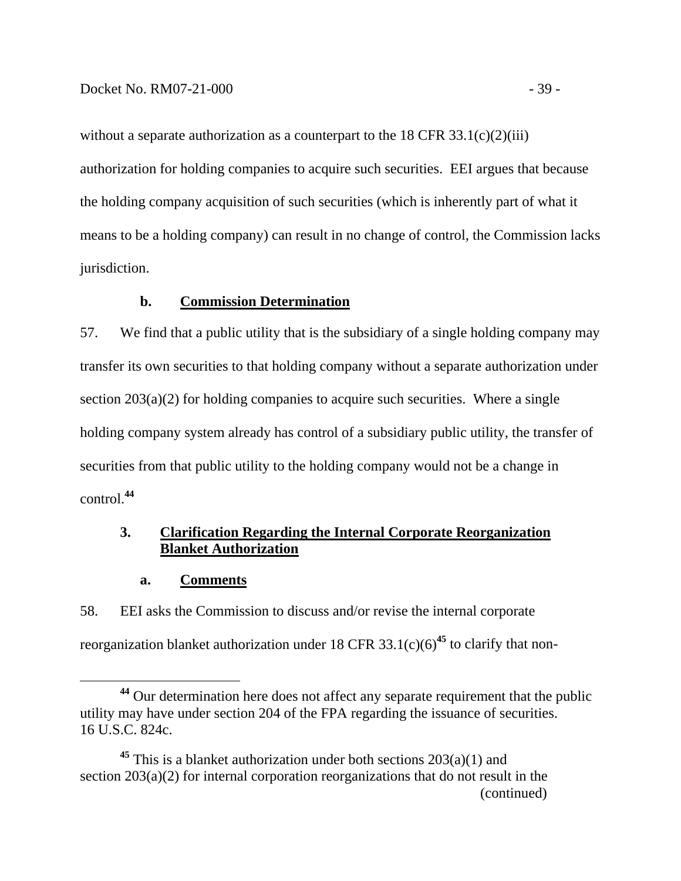without a separate authorization as a counterpart to the 18 CFR 33.1(c)(2)(iii) authorization for holding companies to acquire such securities. EEI argues that because the holding company acquisition of such securities (which is inherently part of what it means to be a holding company) can result in no change of control, the Commission lacks jurisdiction.

#### b. Commission Determination

57. We find that a public utility that is the subsidiary of a single holding company may transfer its own securities to that holding company without a separate authorization under section 203(a)(2) for holding companies to acquire such securities. Where a single holding company system already has control of a subsidiary public utility, the transfer of securities from that public utility to the holding company would not be a change in control.[44]

### 3. Clarification Regarding the Internal Corporate Reorganization Blanket Authorization

#### a. Comments

58. EEI asks the Commission to discuss and/or revise the internal corporate reorganization blanket authorization under 18 CFR 33.1(c)(6)[45] to clarify that non-

---

[44] Our determination here does not affect any separate requirement that the public utility may have under section 204 of the FPA regarding the issuance of securities. 16 U.S.C. 824c.

[45] This is a blanket authorization under both sections 203(a)(1) and section 203(a)(2) for internal corporation reorganizations that do not result in the (continued)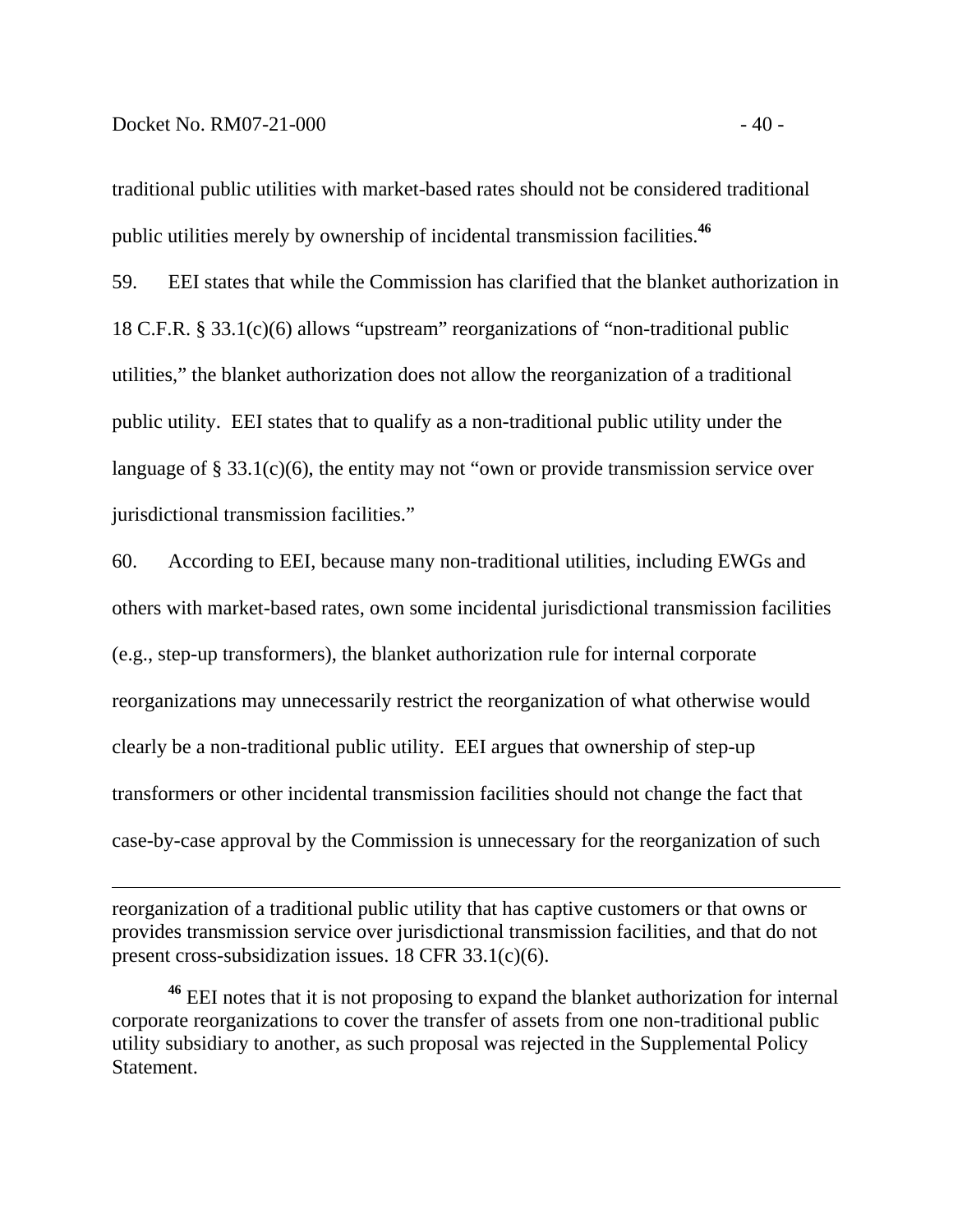traditional public utilities with market-based rates should not be considered traditional public utilities merely by ownership of incidental transmission facilities.[46]

59. EEI states that while the Commission has clarified that the blanket authorization in 18 C.F.R. § 33.1(c)(6) allows "upstream" reorganizations of "non-traditional public utilities," the blanket authorization does not allow the reorganization of a traditional public utility. EEI states that to qualify as a non-traditional public utility under the language of § 33.1(c)(6), the entity may not "own or provide transmission service over jurisdictional transmission facilities."

60. According to EEI, because many non-traditional utilities, including EWGs and others with market-based rates, own some incidental jurisdictional transmission facilities (e.g., step-up transformers), the blanket authorization rule for internal corporate reorganizations may unnecessarily restrict the reorganization of what otherwise would clearly be a non-traditional public utility. EEI argues that ownership of step-up transformers or other incidental transmission facilities should not change the fact that case-by-case approval by the Commission is unnecessary for the reorganization of such

---

reorganization of a traditional public utility that has captive customers or that owns or provides transmission service over jurisdictional transmission facilities, and that do not present cross-subsidization issues. 18 CFR 33.1(c)(6).

[46] EEI notes that it is not proposing to expand the blanket authorization for internal corporate reorganizations to cover the transfer of assets from one non-traditional public utility subsidiary to another, as such proposal was rejected in the Supplemental Policy Statement.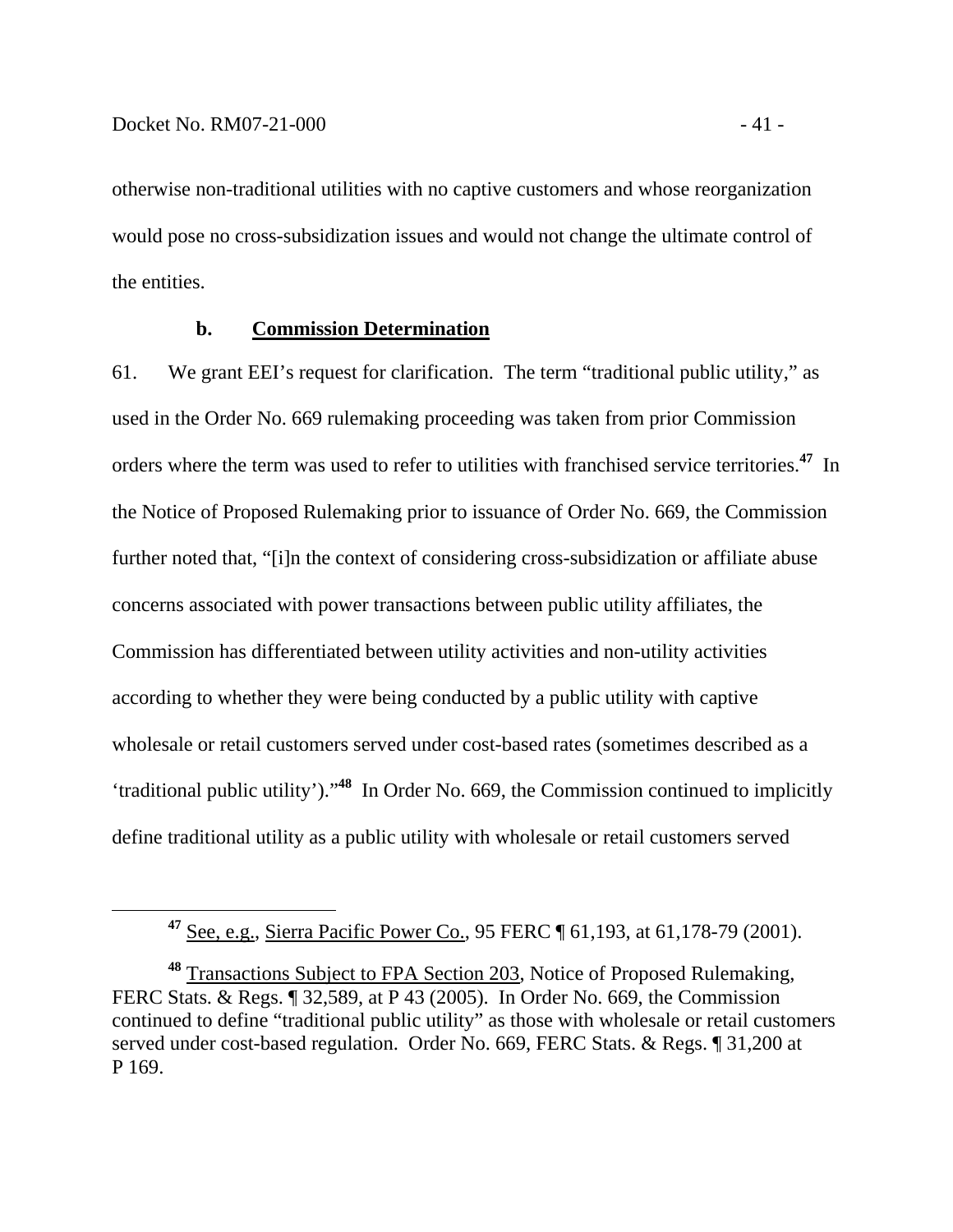otherwise non-traditional utilities with no captive customers and whose reorganization would pose no cross-subsidization issues and would not change the ultimate control of the entities.

### b. Commission Determination

61. We grant EEI's request for clarification. The term "traditional public utility," as used in the Order No. 669 rulemaking proceeding was taken from prior Commission orders where the term was used to refer to utilities with franchised service territories.[47] In the Notice of Proposed Rulemaking prior to issuance of Order No. 669, the Commission further noted that, "[i]n the context of considering cross-subsidization or affiliate abuse concerns associated with power transactions between public utility affiliates, the Commission has differentiated between utility activities and non-utility activities according to whether they were being conducted by a public utility with captive wholesale or retail customers served under cost-based rates (sometimes described as a 'traditional public utility')."[48] In Order No. 669, the Commission continued to implicitly define traditional utility as a public utility with wholesale or retail customers served

---

[47] See, e.g., Sierra Pacific Power Co., 95 FERC ¶ 61,193, at 61,178-79 (2001).

[48] Transactions Subject to FPA Section 203, Notice of Proposed Rulemaking, FERC Stats. & Regs. ¶ 32,589, at P 43 (2005). In Order No. 669, the Commission continued to define "traditional public utility" as those with wholesale or retail customers served under cost-based regulation. Order No. 669, FERC Stats. & Regs. ¶ 31,200 at P 169.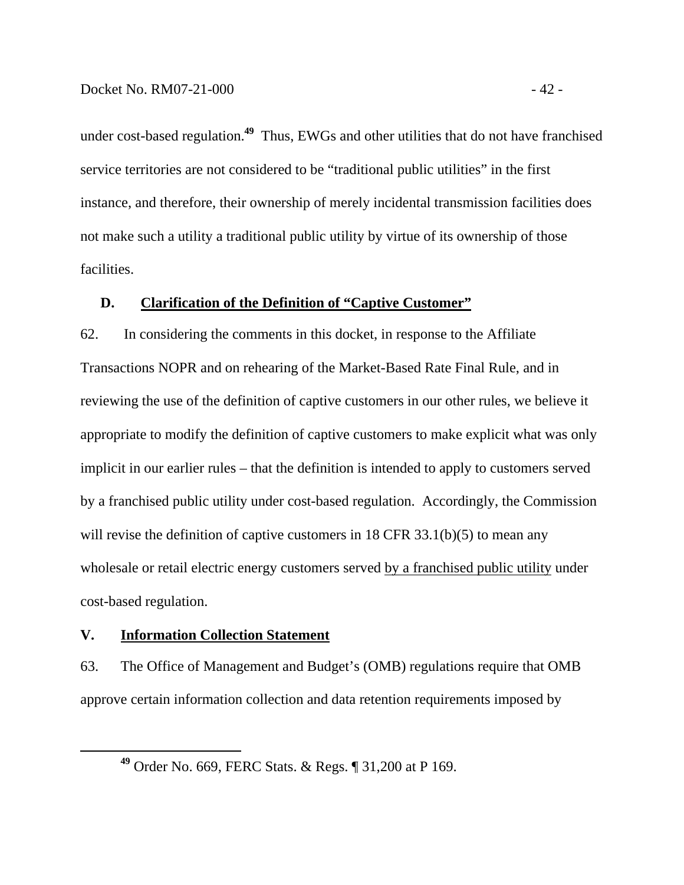under cost-based regulation.[49] Thus, EWGs and other utilities that do not have franchised service territories are not considered to be "traditional public utilities" in the first instance, and therefore, their ownership of merely incidental transmission facilities does not make such a utility a traditional public utility by virtue of its ownership of those facilities.

### D. Clarification of the Definition of "Captive Customer"

62. In considering the comments in this docket, in response to the Affiliate Transactions NOPR and on rehearing of the Market-Based Rate Final Rule, and in reviewing the use of the definition of captive customers in our other rules, we believe it appropriate to modify the definition of captive customers to make explicit what was only implicit in our earlier rules – that the definition is intended to apply to customers served by a franchised public utility under cost-based regulation. Accordingly, the Commission will revise the definition of captive customers in 18 CFR 33.1(b)(5) to mean any wholesale or retail electric energy customers served by a franchised public utility under cost-based regulation.

## V. Information Collection Statement

63. The Office of Management and Budget's (OMB) regulations require that OMB approve certain information collection and data retention requirements imposed by

---

[49] Order No. 669, FERC Stats. & Regs. ¶ 31,200 at P 169.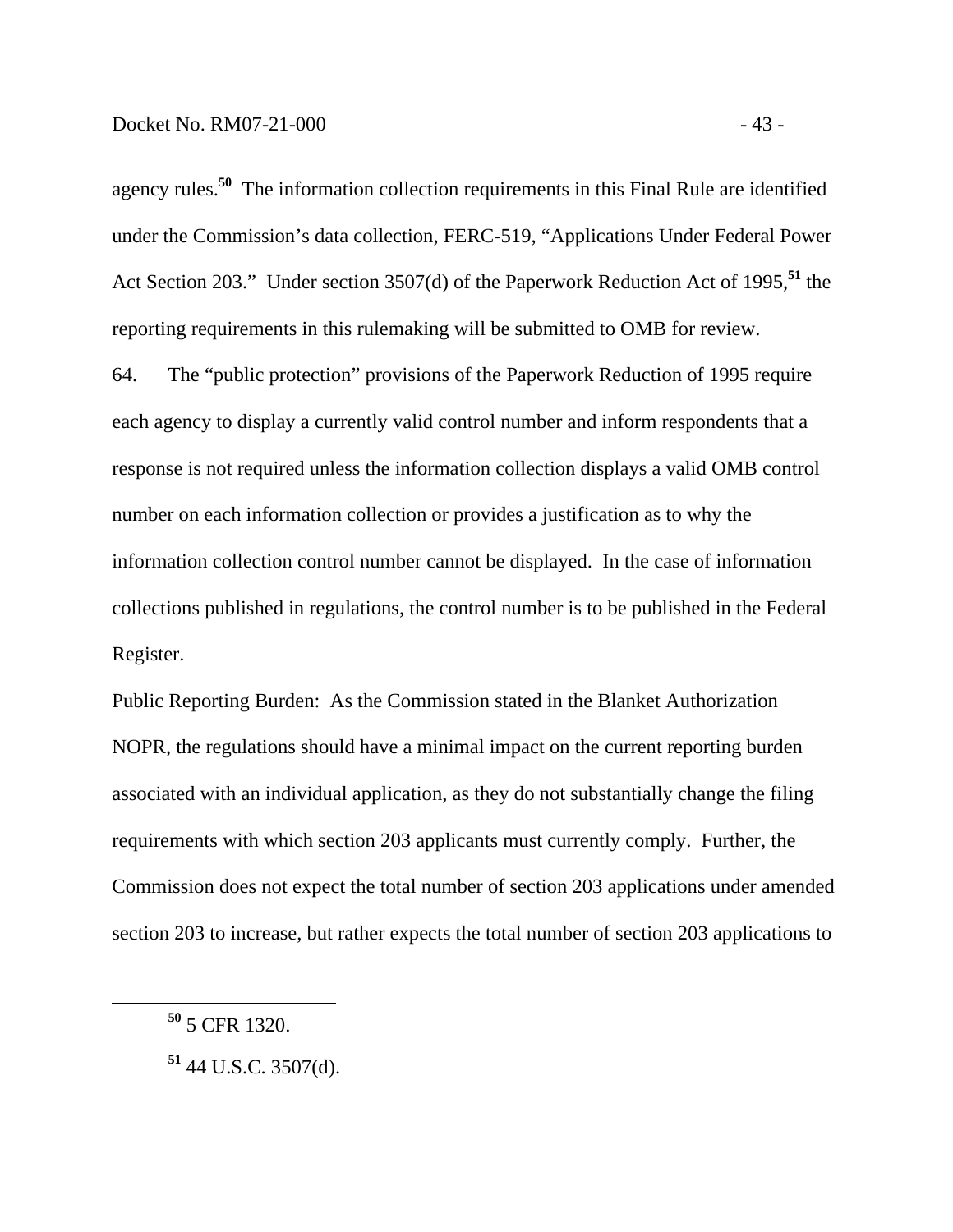agency rules.[50] The information collection requirements in this Final Rule are identified under the Commission's data collection, FERC-519, "Applications Under Federal Power Act Section 203." Under section 3507(d) of the Paperwork Reduction Act of 1995,[51] the reporting requirements in this rulemaking will be submitted to OMB for review.

64. The "public protection" provisions of the Paperwork Reduction of 1995 require each agency to display a currently valid control number and inform respondents that a response is not required unless the information collection displays a valid OMB control number on each information collection or provides a justification as to why the information collection control number cannot be displayed. In the case of information collections published in regulations, the control number is to be published in the Federal Register.

Public Reporting Burden: As the Commission stated in the Blanket Authorization NOPR, the regulations should have a minimal impact on the current reporting burden associated with an individual application, as they do not substantially change the filing requirements with which section 203 applicants must currently comply. Further, the Commission does not expect the total number of section 203 applications under amended section 203 to increase, but rather expects the total number of section 203 applications to

---

[50] 5 CFR 1320.

[51] 44 U.S.C. 3507(d).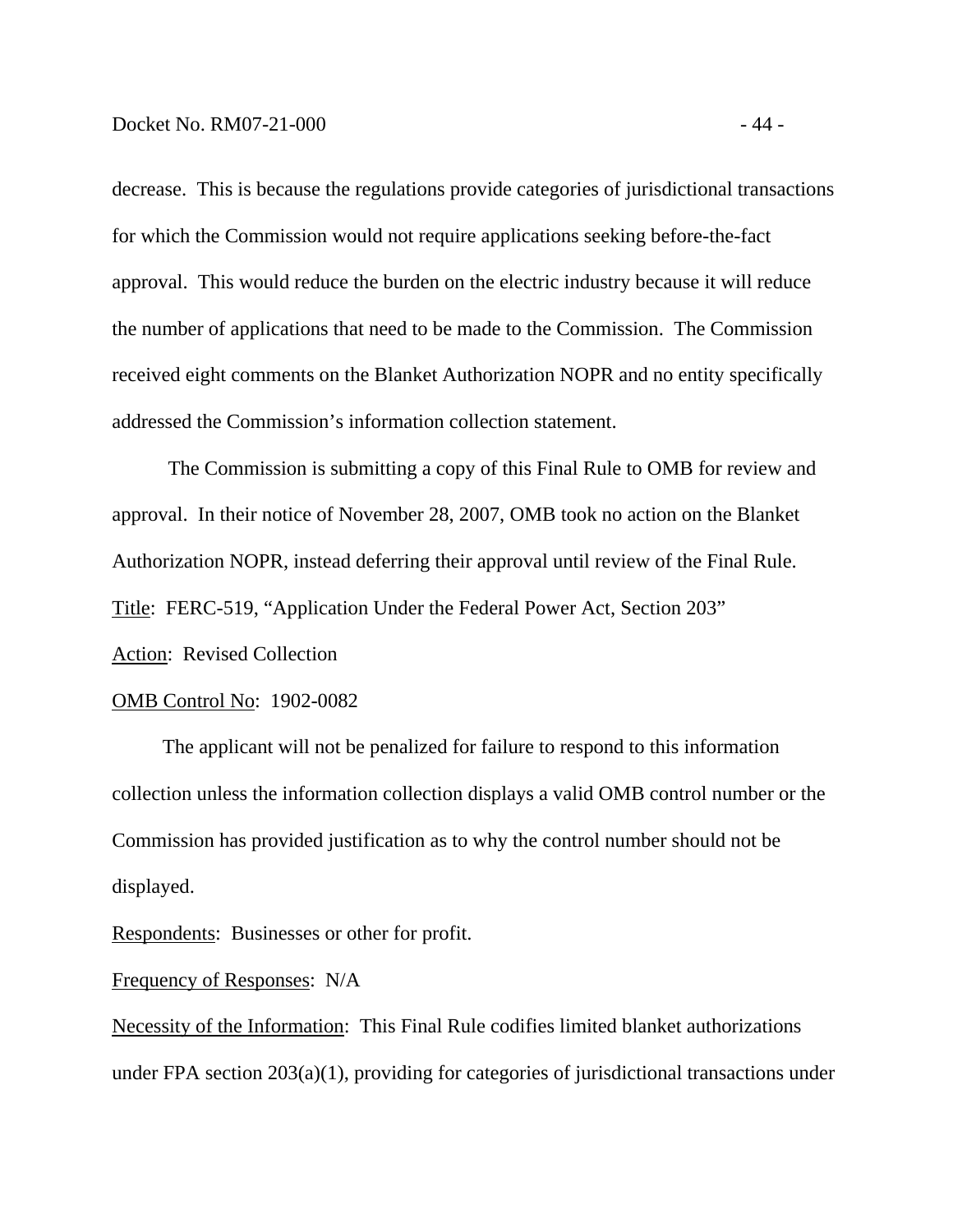decrease. This is because the regulations provide categories of jurisdictional transactions for which the Commission would not require applications seeking before-the-fact approval. This would reduce the burden on the electric industry because it will reduce the number of applications that need to be made to the Commission. The Commission received eight comments on the Blanket Authorization NOPR and no entity specifically addressed the Commission's information collection statement.

The Commission is submitting a copy of this Final Rule to OMB for review and approval. In their notice of November 28, 2007, OMB took no action on the Blanket Authorization NOPR, instead deferring their approval until review of the Final Rule.

<u>Title</u>: FERC-519, "Application Under the Federal Power Act, Section 203"

<u>Action</u>: Revised Collection

<u>OMB Control No</u>: 1902-0082

The applicant will not be penalized for failure to respond to this information collection unless the information collection displays a valid OMB control number or the Commission has provided justification as to why the control number should not be displayed.

<u>Respondents</u>: Businesses or other for profit.

<u>Frequency of Responses</u>: N/A

<u>Necessity of the Information</u>: This Final Rule codifies limited blanket authorizations under FPA section 203(a)(1), providing for categories of jurisdictional transactions under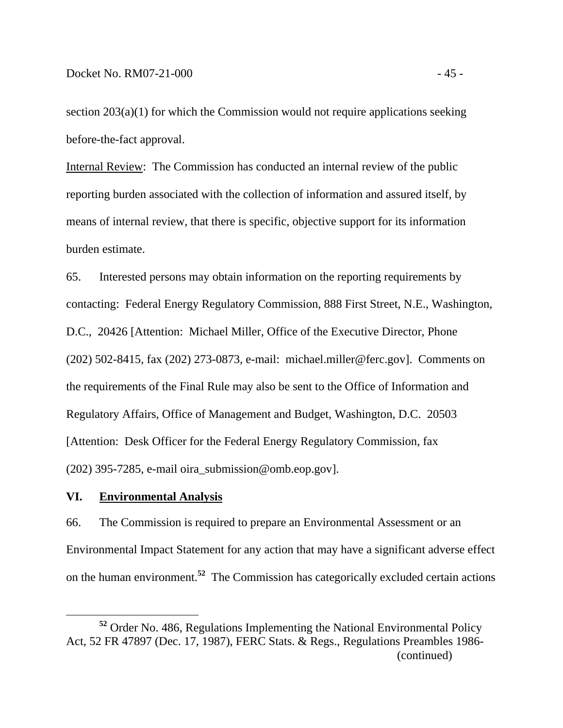section 203(a)(1) for which the Commission would not require applications seeking before-the-fact approval.

Internal Review: The Commission has conducted an internal review of the public reporting burden associated with the collection of information and assured itself, by means of internal review, that there is specific, objective support for its information burden estimate.

65. Interested persons may obtain information on the reporting requirements by contacting: Federal Energy Regulatory Commission, 888 First Street, N.E., Washington, D.C., 20426 [Attention: Michael Miller, Office of the Executive Director, Phone (202) 502-8415, fax (202) 273-0873, e-mail: michael.miller@ferc.gov]. Comments on the requirements of the Final Rule may also be sent to the Office of Information and Regulatory Affairs, Office of Management and Budget, Washington, D.C. 20503 [Attention: Desk Officer for the Federal Energy Regulatory Commission, fax (202) 395-7285, e-mail oira_submission@omb.eop.gov].

## VI. Environmental Analysis

66. The Commission is required to prepare an Environmental Assessment or an Environmental Impact Statement for any action that may have a significant adverse effect on the human environment.[52] The Commission has categorically excluded certain actions

---

[52] Order No. 486, Regulations Implementing the National Environmental Policy Act, 52 FR 47897 (Dec. 17, 1987), FERC Stats. & Regs., Regulations Preambles 1986- (continued)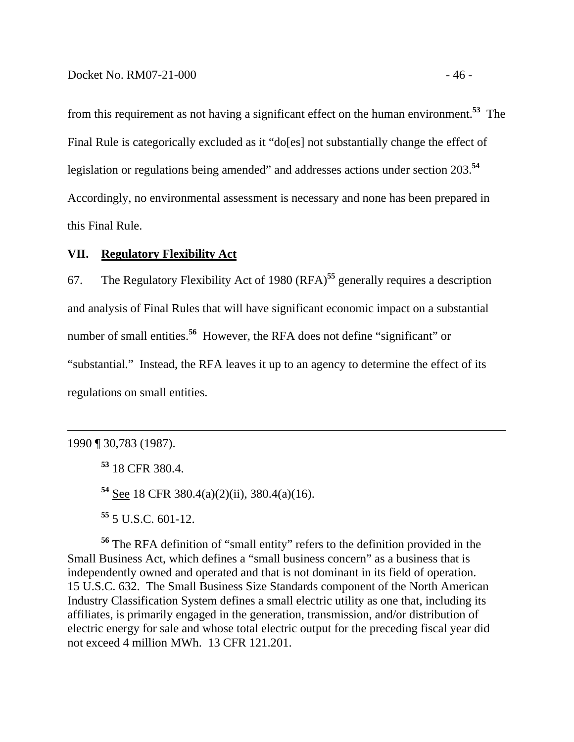from this requirement as not having a significant effect on the human environment.[53] The Final Rule is categorically excluded as it "do[es] not substantially change the effect of legislation or regulations being amended" and addresses actions under section 203.[54] Accordingly, no environmental assessment is necessary and none has been prepared in this Final Rule.

## VII. Regulatory Flexibility Act

67. The Regulatory Flexibility Act of 1980 (RFA)[55] generally requires a description and analysis of Final Rules that will have significant economic impact on a substantial number of small entities.[56] However, the RFA does not define "significant" or "substantial." Instead, the RFA leaves it up to an agency to determine the effect of its regulations on small entities.

---

1990 ¶ 30,783 (1987).

[53] 18 CFR 380.4.

[54] See 18 CFR 380.4(a)(2)(ii), 380.4(a)(16).

[55] 5 U.S.C. 601-12.

[56] The RFA definition of "small entity" refers to the definition provided in the Small Business Act, which defines a "small business concern" as a business that is independently owned and operated and that is not dominant in its field of operation. 15 U.S.C. 632. The Small Business Size Standards component of the North American Industry Classification System defines a small electric utility as one that, including its affiliates, is primarily engaged in the generation, transmission, and/or distribution of electric energy for sale and whose total electric output for the preceding fiscal year did not exceed 4 million MWh. 13 CFR 121.201.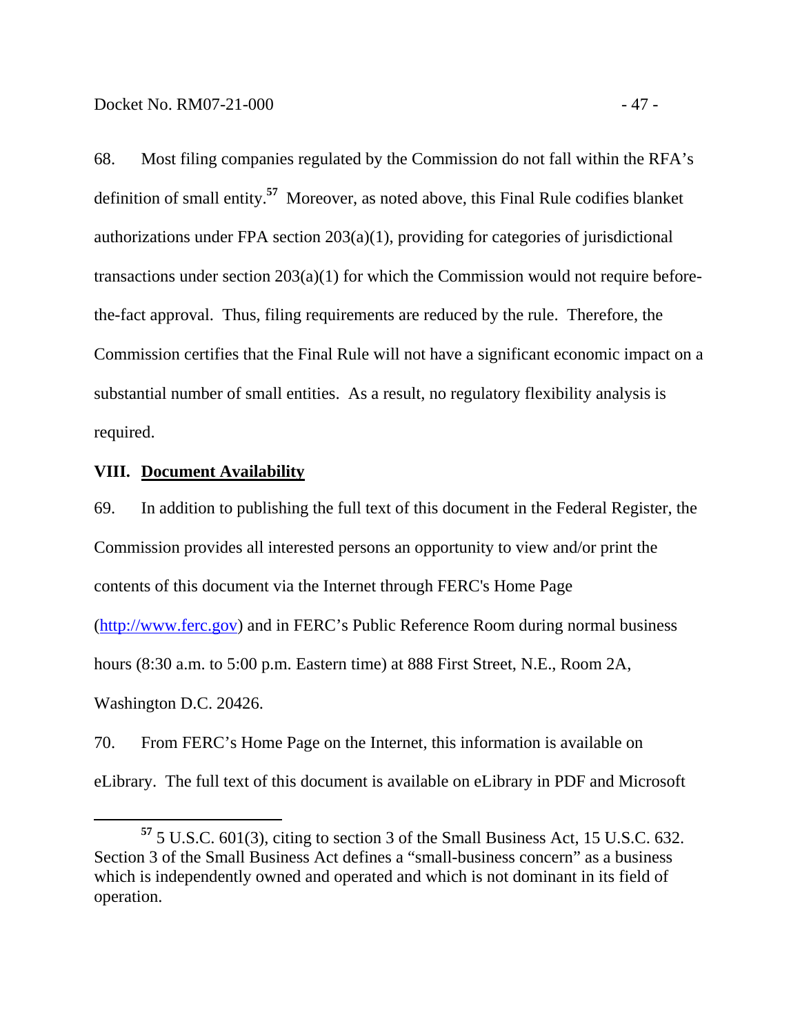68. Most filing companies regulated by the Commission do not fall within the RFA's definition of small entity.[57] Moreover, as noted above, this Final Rule codifies blanket authorizations under FPA section 203(a)(1), providing for categories of jurisdictional transactions under section 203(a)(1) for which the Commission would not require before-the-fact approval. Thus, filing requirements are reduced by the rule. Therefore, the Commission certifies that the Final Rule will not have a significant economic impact on a substantial number of small entities. As a result, no regulatory flexibility analysis is required.

## VIII. Document Availability

69. In addition to publishing the full text of this document in the Federal Register, the Commission provides all interested persons an opportunity to view and/or print the contents of this document via the Internet through FERC's Home Page (http://www.ferc.gov) and in FERC's Public Reference Room during normal business hours (8:30 a.m. to 5:00 p.m. Eastern time) at 888 First Street, N.E., Room 2A, Washington D.C. 20426.

70. From FERC's Home Page on the Internet, this information is available on eLibrary. The full text of this document is available on eLibrary in PDF and Microsoft

---

[57] 5 U.S.C. 601(3), citing to section 3 of the Small Business Act, 15 U.S.C. 632. Section 3 of the Small Business Act defines a "small-business concern" as a business which is independently owned and operated and which is not dominant in its field of operation.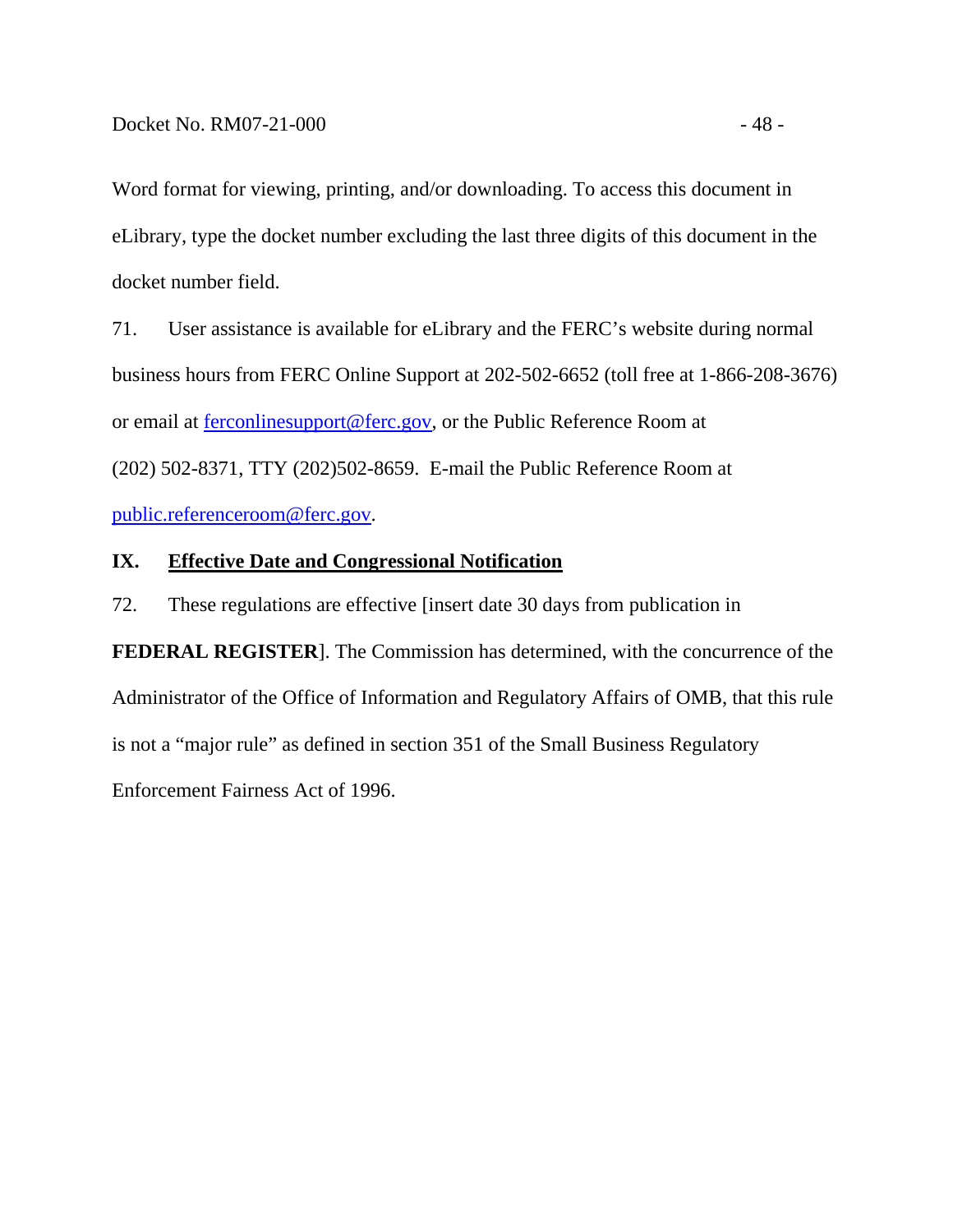Word format for viewing, printing, and/or downloading. To access this document in eLibrary, type the docket number excluding the last three digits of this document in the docket number field.

71. User assistance is available for eLibrary and the FERC's website during normal business hours from FERC Online Support at 202-502-6652 (toll free at 1-866-208-3676) or email at ferconlinesupport@ferc.gov, or the Public Reference Room at (202) 502-8371, TTY (202)502-8659. E-mail the Public Reference Room at public.referenceroom@ferc.gov.

## IX. Effective Date and Congressional Notification

72. These regulations are effective [insert date 30 days from publication in **FEDERAL REGISTER**]. The Commission has determined, with the concurrence of the Administrator of the Office of Information and Regulatory Affairs of OMB, that this rule is not a "major rule" as defined in section 351 of the Small Business Regulatory Enforcement Fairness Act of 1996.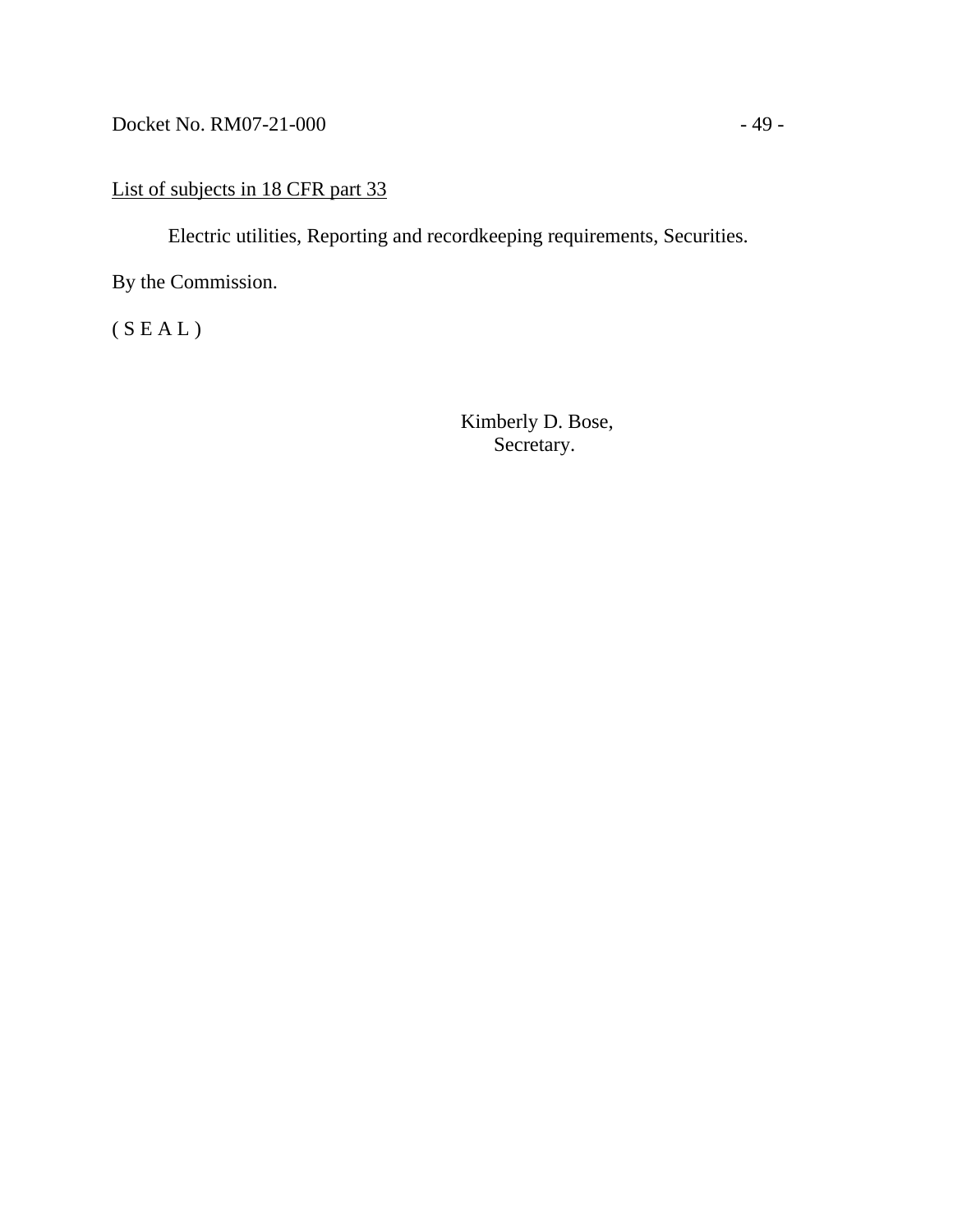<u>List of subjects in 18 CFR part 33</u>

Electric utilities, Reporting and recordkeeping requirements, Securities.

By the Commission.

( S E A L )

Kimberly D. Bose,
Secretary.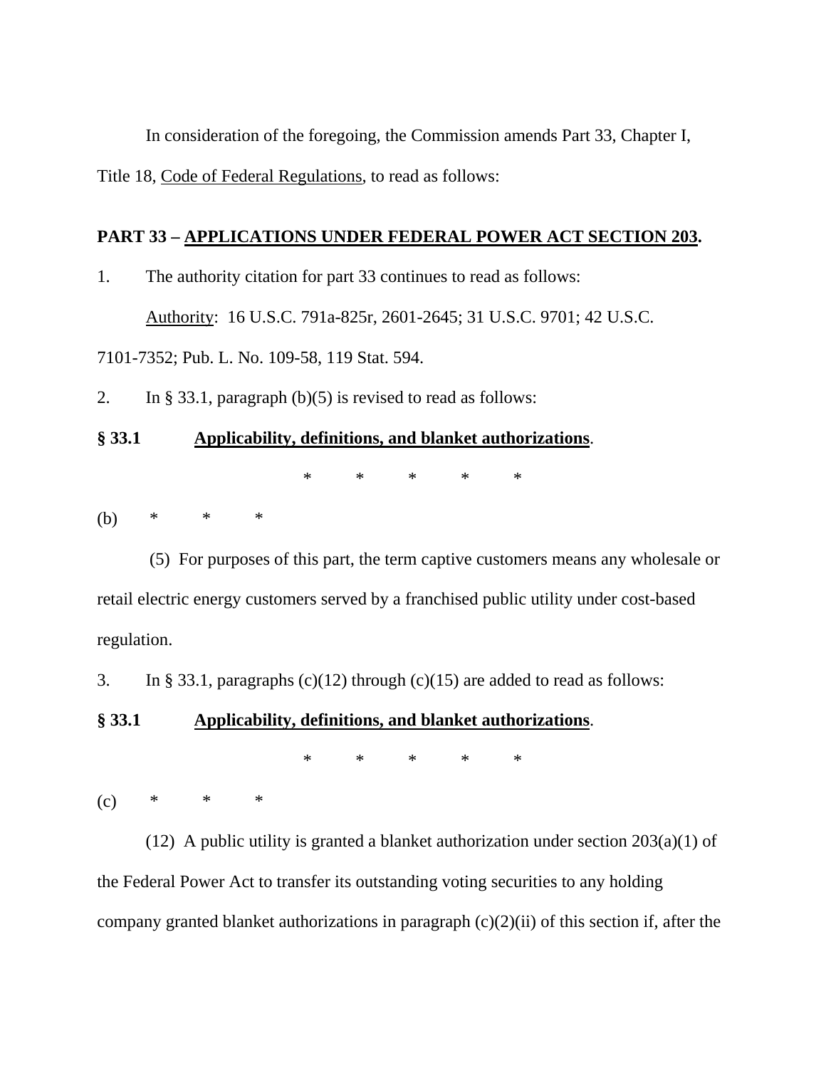In consideration of the foregoing, the Commission amends Part 33, Chapter I, Title 18, Code of Federal Regulations, to read as follows:

**PART 33 – APPLICATIONS UNDER FEDERAL POWER ACT SECTION 203.**

1. The authority citation for part 33 continues to read as follows:

Authority: 16 U.S.C. 791a-825r, 2601-2645; 31 U.S.C. 9701; 42 U.S.C. 7101-7352; Pub. L. No. 109-58, 119 Stat. 594.

2. In § 33.1, paragraph (b)(5) is revised to read as follows:

**§ 33.1 Applicability, definitions, and blanket authorizations**.

\* \* \* \* \*

(b) \* \* \*

(5) For purposes of this part, the term captive customers means any wholesale or retail electric energy customers served by a franchised public utility under cost-based regulation.

3. In § 33.1, paragraphs (c)(12) through (c)(15) are added to read as follows:

**§ 33.1 Applicability, definitions, and blanket authorizations**.

\* \* \* \* \*

(c) \* \* \*

(12) A public utility is granted a blanket authorization under section 203(a)(1) of the Federal Power Act to transfer its outstanding voting securities to any holding company granted blanket authorizations in paragraph (c)(2)(ii) of this section if, after the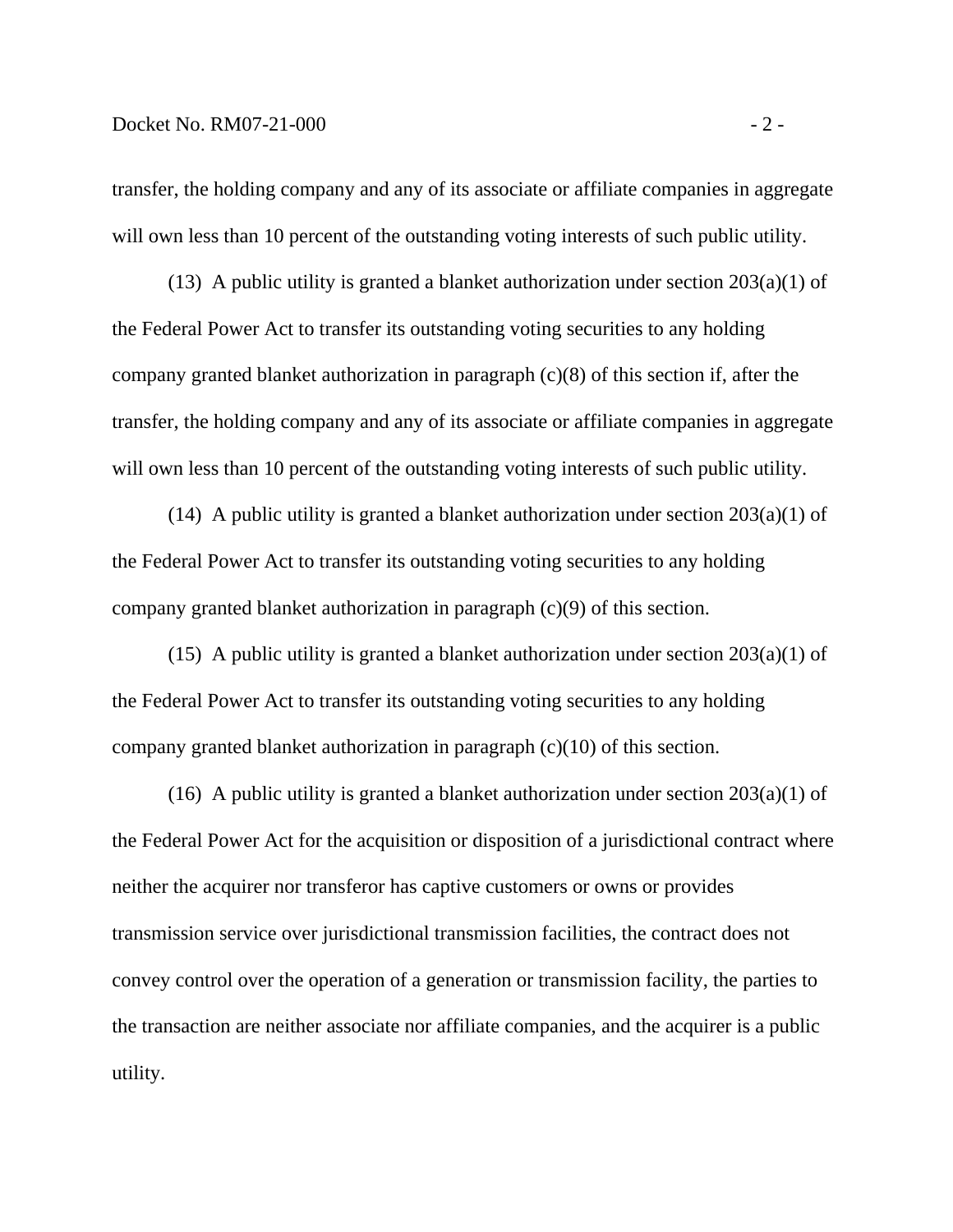transfer, the holding company and any of its associate or affiliate companies in aggregate will own less than 10 percent of the outstanding voting interests of such public utility.

(13) A public utility is granted a blanket authorization under section 203(a)(1) of the Federal Power Act to transfer its outstanding voting securities to any holding company granted blanket authorization in paragraph (c)(8) of this section if, after the transfer, the holding company and any of its associate or affiliate companies in aggregate will own less than 10 percent of the outstanding voting interests of such public utility.

(14) A public utility is granted a blanket authorization under section 203(a)(1) of the Federal Power Act to transfer its outstanding voting securities to any holding company granted blanket authorization in paragraph (c)(9) of this section.

(15) A public utility is granted a blanket authorization under section 203(a)(1) of the Federal Power Act to transfer its outstanding voting securities to any holding company granted blanket authorization in paragraph (c)(10) of this section.

(16) A public utility is granted a blanket authorization under section 203(a)(1) of the Federal Power Act for the acquisition or disposition of a jurisdictional contract where neither the acquirer nor transferor has captive customers or owns or provides transmission service over jurisdictional transmission facilities, the contract does not convey control over the operation of a generation or transmission facility, the parties to the transaction are neither associate nor affiliate companies, and the acquirer is a public utility.